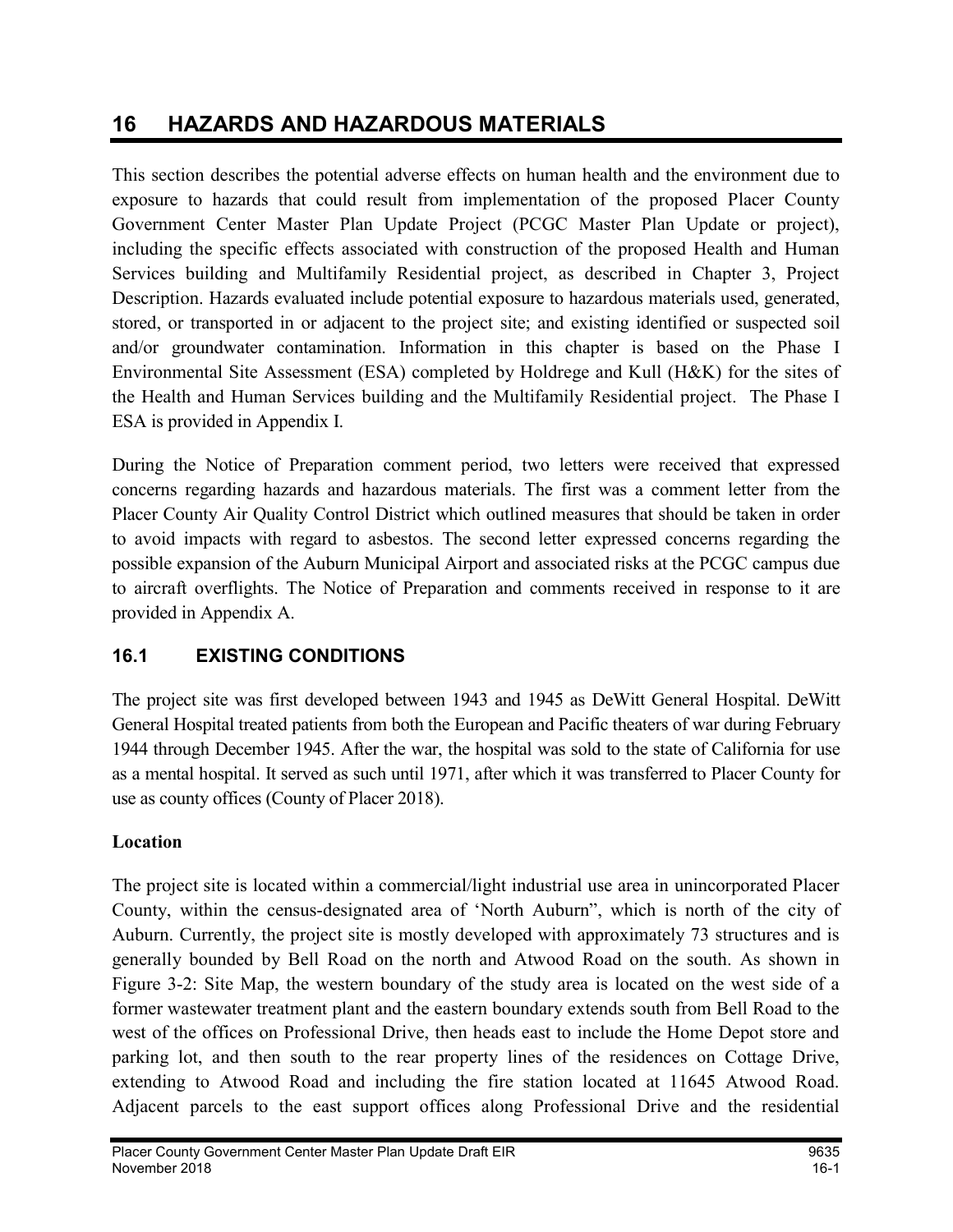# 16 HAZARDS AND HAZARDOUS MATERIALS

This section describes the potential adverse effects on human health and the environment due to exposure to hazards that could result from implementation of the proposed Placer County Government Center Master Plan Update Project (PCGC Master Plan Update or project), including the specific effects associated with construction of the proposed Health and Human Services building and Multifamily Residential project, as described in Chapter 3, Project Description. Hazards evaluated include potential exposure to hazardous materials used, generated, stored, or transported in or adjacent to the project site; and existing identified or suspected soil and/or groundwater contamination. Information in this chapter is based on the Phase I Environmental Site Assessment (ESA) completed by Holdrege and Kull (H&K) for the sites of the Health and Human Services building and the Multifamily Residential project. The Phase I ESA is provided in Appendix I.

During the Notice of Preparation comment period, two letters were received that expressed concerns regarding hazards and hazardous materials. The first was a comment letter from the Placer County Air Quality Control District which outlined measures that should be taken in order to avoid impacts with regard to asbestos. The second letter expressed concerns regarding the possible expansion of the Auburn Municipal Airport and associated risks at the PCGC campus due to aircraft overflights. The Notice of Preparation and comments received in response to it are provided in Appendix A.

## 16.1 EXISTING CONDITIONS

The project site was first developed between 1943 and 1945 as DeWitt General Hospital. DeWitt General Hospital treated patients from both the European and Pacific theaters of war during February 1944 through December 1945. After the war, the hospital was sold to the state of California for use as a mental hospital. It served as such until 1971, after which it was transferred to Placer County for use as county offices (County of Placer 2018).

### Location

The project site is located within a commercial/light industrial use area in unincorporated Placer County, within the census-designated area of 'North Auburn", which is north of the city of Auburn. Currently, the project site is mostly developed with approximately 73 structures and is generally bounded by Bell Road on the north and Atwood Road on the south. As shown in Figure 3-2: Site Map, the western boundary of the study area is located on the west side of a former wastewater treatment plant and the eastern boundary extends south from Bell Road to the west of the offices on Professional Drive, then heads east to include the Home Depot store and parking lot, and then south to the rear property lines of the residences on Cottage Drive, extending to Atwood Road and including the fire station located at 11645 Atwood Road. Adjacent parcels to the east support offices along Professional Drive and the residential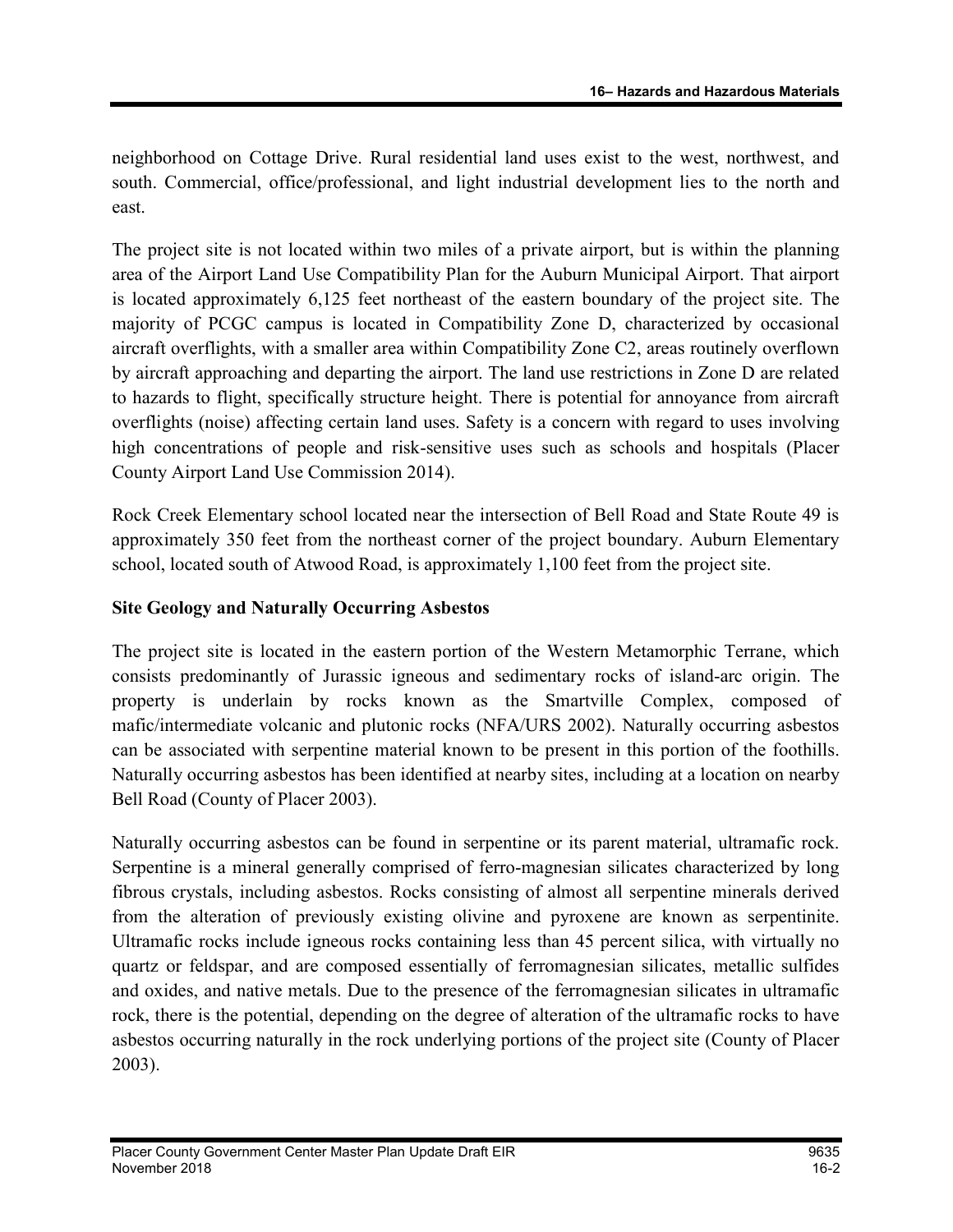neighborhood on Cottage Drive. Rural residential land uses exist to the west, northwest, and south. Commercial, office/professional, and light industrial development lies to the north and east.

The project site is not located within two miles of a private airport, but is within the planning area of the Airport Land Use Compatibility Plan for the Auburn Municipal Airport. That airport is located approximately 6,125 feet northeast of the eastern boundary of the project site. The majority of PCGC campus is located in Compatibility Zone D, characterized by occasional aircraft overflights, with a smaller area within Compatibility Zone C2, areas routinely overflown by aircraft approaching and departing the airport. The land use restrictions in Zone D are related to hazards to flight, specifically structure height. There is potential for annoyance from aircraft overflights (noise) affecting certain land uses. Safety is a concern with regard to uses involving high concentrations of people and risk-sensitive uses such as schools and hospitals (Placer County Airport Land Use Commission 2014).

Rock Creek Elementary school located near the intersection of Bell Road and State Route 49 is approximately 350 feet from the northeast corner of the project boundary. Auburn Elementary school, located south of Atwood Road, is approximately 1,100 feet from the project site.

**Site Geology and Naturally Occurring Asbestos**

The project site is located in the eastern portion of the Western Metamorphic Terrane, which consists predominantly of Jurassic igneous and sedimentary rocks of island-arc origin. The property is underlain by rocks known as the Smartville Complex, composed of mafic/intermediate volcanic and plutonic rocks (NFA/URS 2002). Naturally occurring asbestos can be associated with serpentine material known to be present in this portion of the foothills. Naturally occurring asbestos has been identified at nearby sites, including at a location on nearby Bell Road (County of Placer 2003).

Naturally occurring asbestos can be found in serpentine or its parent material, ultramafic rock. Serpentine is a mineral generally comprised of ferro-magnesian silicates characterized by long fibrous crystals, including asbestos. Rocks consisting of almost all serpentine minerals derived from the alteration of previously existing olivine and pyroxene are known as serpentinite. Ultramafic rocks include igneous rocks containing less than 45 percent silica, with virtually no quartz or feldspar, and are composed essentially of ferromagnesian silicates, metallic sulfides and oxides, and native metals. Due to the presence of the ferromagnesian silicates in ultramafic rock, there is the potential, depending on the degree of alteration of the ultramafic rocks to have asbestos occurring naturally in the rock underlying portions of the project site (County of Placer 2003).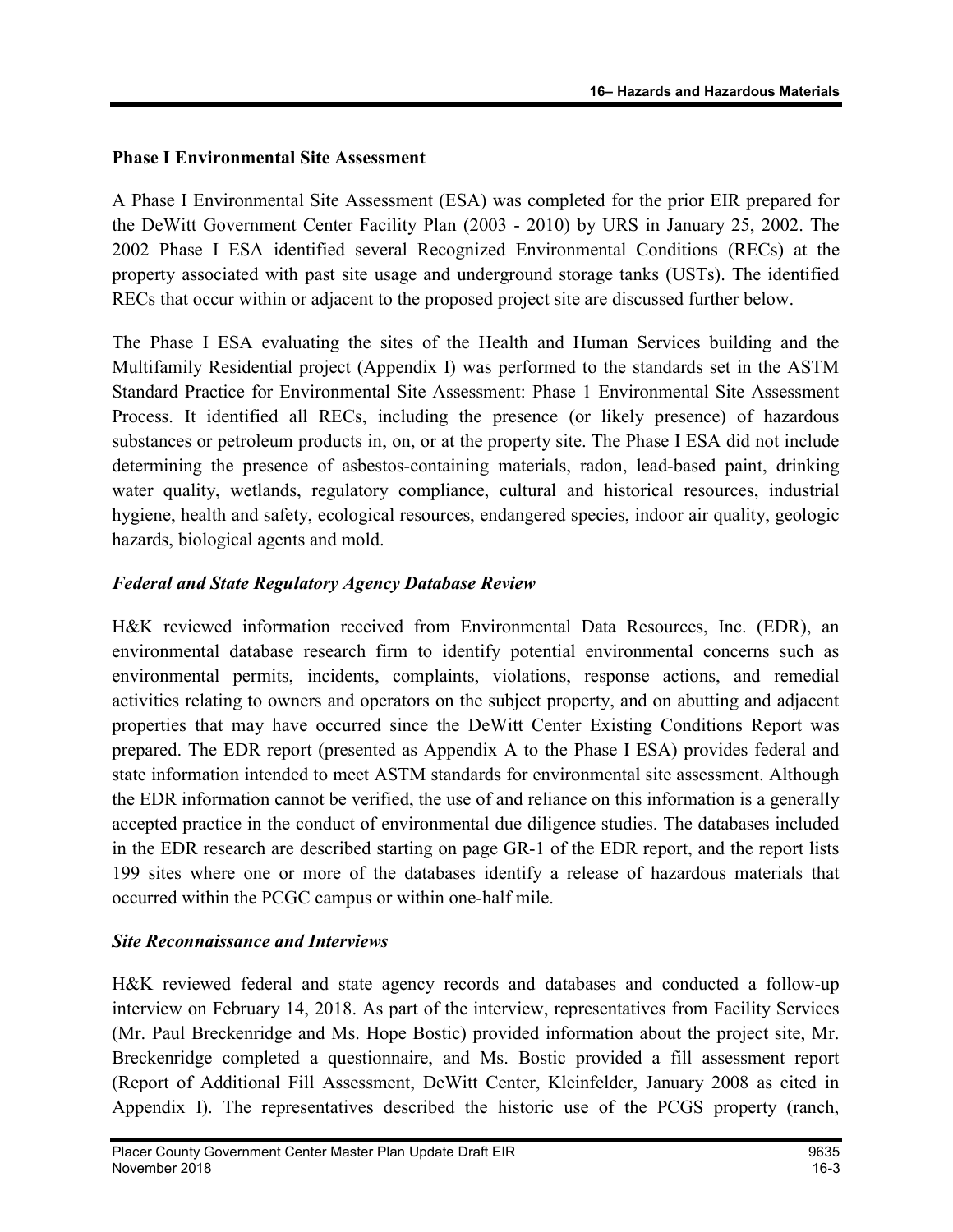## Phase I Environmental Site Assessment

A Phase I Environmental Site Assessment (ESA) was completed for the prior EIR prepared for the DeWitt Government Center Facility Plan (2003 - 2010) by URS in January 25, 2002. The 2002 Phase I ESA identified several Recognized Environmental Conditions (RECs) at the property associated with past site usage and underground storage tanks (USTs). The identified RECs that occur within or adjacent to the proposed project site are discussed further below.

The Phase I ESA evaluating the sites of the Health and Human Services building and the Multifamily Residential project (Appendix I) was performed to the standards set in the ASTM Standard Practice for Environmental Site Assessment: Phase 1 Environmental Site Assessment Process. It identified all RECs, including the presence (or likely presence) of hazardous substances or petroleum products in, on, or at the property site. The Phase I ESA did not include determining the presence of asbestos-containing materials, radon, lead-based paint, drinking water quality, wetlands, regulatory compliance, cultural and historical resources, industrial hygiene, health and safety, ecological resources, endangered species, indoor air quality, geologic hazards, biological agents and mold.

### *Federal and State Regulatory Agency Database Review*

H&K reviewed information received from Environmental Data Resources, Inc. (EDR), an environmental database research firm to identify potential environmental concerns such as environmental permits, incidents, complaints, violations, response actions, and remedial activities relating to owners and operators on the subject property, and on abutting and adjacent properties that may have occurred since the DeWitt Center Existing Conditions Report was prepared. The EDR report (presented as Appendix A to the Phase I ESA) provides federal and state information intended to meet ASTM standards for environmental site assessment. Although the EDR information cannot be verified, the use of and reliance on this information is a generally accepted practice in the conduct of environmental due diligence studies. The databases included in the EDR research are described starting on page GR-1 of the EDR report, and the report lists 199 sites where one or more of the databases identify a release of hazardous materials that occurred within the PCGC campus or within one-half mile.

### *Site Reconnaissance and Interviews*

H&K reviewed federal and state agency records and databases and conducted a follow-up interview on February 14, 2018. As part of the interview, representatives from Facility Services (Mr. Paul Breckenridge and Ms. Hope Bostic) provided information about the project site, Mr. Breckenridge completed a questionnaire, and Ms. Bostic provided a fill assessment report (Report of Additional Fill Assessment, DeWitt Center, Kleinfelder, January 2008 as cited in Appendix I). The representatives described the historic use of the PCGS property (ranch,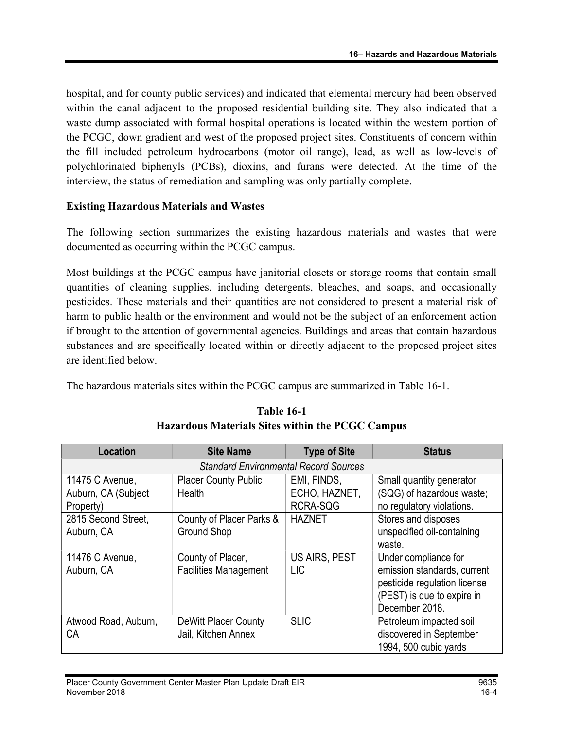hospital, and for county public services) and indicated that elemental mercury had been observed within the canal adjacent to the proposed residential building site. They also indicated that a waste dump associated with formal hospital operations is located within the western portion of the PCGC, down gradient and west of the proposed project sites. Constituents of concern within the fill included petroleum hydrocarbons (motor oil range), lead, as well as low-levels of polychlorinated biphenyls (PCBs), dioxins, and furans were detected. At the time of the interview, the status of remediation and sampling was only partially complete.

**Existing Hazardous Materials and Wastes**

The following section summarizes the existing hazardous materials and wastes that were documented as occurring within the PCGC campus.

Most buildings at the PCGC campus have janitorial closets or storage rooms that contain small quantities of cleaning supplies, including detergents, bleaches, and soaps, and occasionally pesticides. These materials and their quantities are not considered to present a material risk of harm to public health or the environment and would not be the subject of an enforcement action if brought to the attention of governmental agencies. Buildings and areas that contain hazardous substances and are specifically located within or directly adjacent to the proposed project sites are identified below.

The hazardous materials sites within the PCGC campus are summarized in Table 16-1.

**Table 16-1**
**Hazardous Materials Sites within the PCGC Campus**

| Location | Site Name | Type of Site | Status |
|---|---|---|---|
| *Standard Environmental Record Sources* | | | |
| 11475 C Avenue, Auburn, CA (Subject Property) | Placer County Public Health | EMI, FINDS, ECHO, HAZNET, RCRA-SQG | Small quantity generator (SQG) of hazardous waste; no regulatory violations. |
| 2815 Second Street, Auburn, CA | County of Placer Parks & Ground Shop | HAZNET | Stores and disposes unspecified oil-containing waste. |
| 11476 C Avenue, Auburn, CA | County of Placer, Facilities Management | US AIRS, PEST LIC | Under compliance for emission standards, current pesticide regulation license (PEST) is due to expire in December 2018. |
| Atwood Road, Auburn, CA | DeWitt Placer County Jail, Kitchen Annex | SLIC | Petroleum impacted soil discovered in September 1994, 500 cubic yards |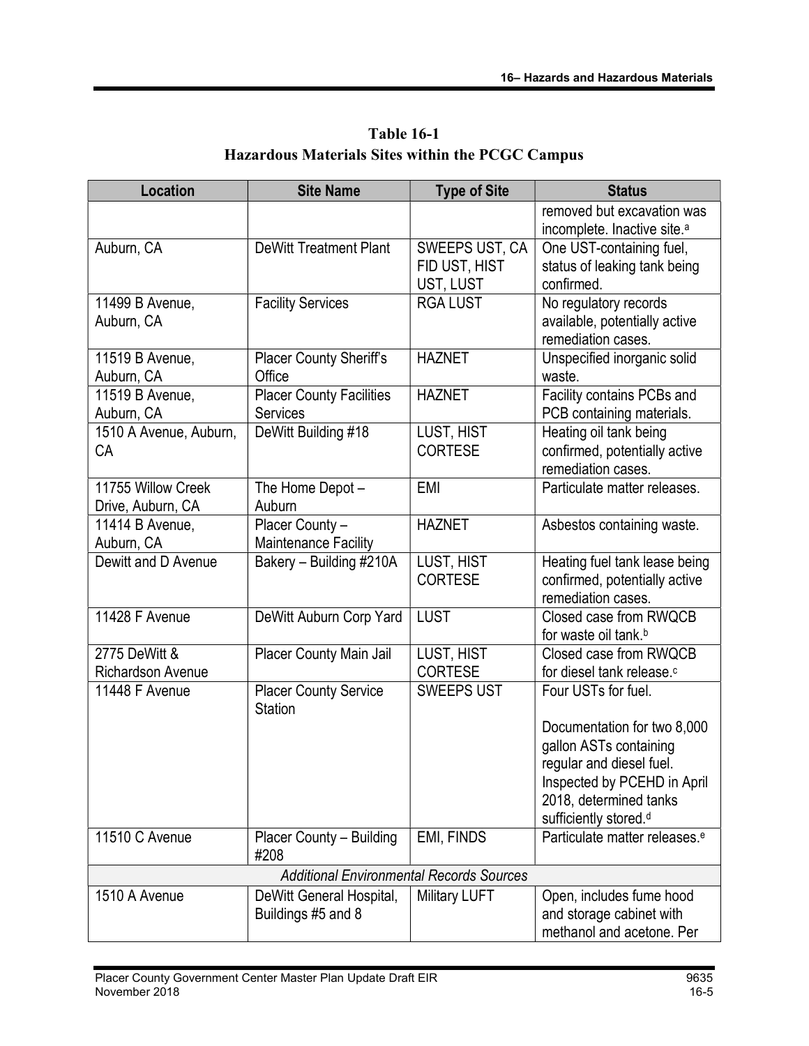**Table 16-1**
**Hazardous Materials Sites within the PCGC Campus**

| Location | Site Name | Type of Site | Status |
|---|---|---|---|
| | | | removed but excavation was incomplete. Inactive site.[a] |
| Auburn, CA | DeWitt Treatment Plant | SWEEPS UST, CA FID UST, HIST UST, LUST | One UST-containing fuel, status of leaking tank being confirmed. |
| 11499 B Avenue, Auburn, CA | Facility Services | RGA LUST | No regulatory records available, potentially active remediation cases. |
| 11519 B Avenue, Auburn, CA | Placer County Sheriff's Office | HAZNET | Unspecified inorganic solid waste. |
| 11519 B Avenue, Auburn, CA | Placer County Facilities Services | HAZNET | Facility contains PCBs and PCB containing materials. |
| 1510 A Avenue, Auburn, CA | DeWitt Building #18 | LUST, HIST CORTESE | Heating oil tank being confirmed, potentially active remediation cases. |
| 11755 Willow Creek Drive, Auburn, CA | The Home Depot – Auburn | EMI | Particulate matter releases. |
| 11414 B Avenue, Auburn, CA | Placer County – Maintenance Facility | HAZNET | Asbestos containing waste. |
| Dewitt and D Avenue | Bakery – Building #210A | LUST, HIST CORTESE | Heating fuel tank lease being confirmed, potentially active remediation cases. |
| 11428 F Avenue | DeWitt Auburn Corp Yard | LUST | Closed case from RWQCB for waste oil tank.[b] |
| 2775 DeWitt & Richardson Avenue | Placer County Main Jail | LUST, HIST CORTESE | Closed case from RWQCB for diesel tank release.[c] |
| 11448 F Avenue | Placer County Service Station | SWEEPS UST | Four USTs for fuel.<br><br>Documentation for two 8,000 gallon ASTs containing regular and diesel fuel. Inspected by PCEHD in April 2018, determined tanks sufficiently stored.[d] |
| 11510 C Avenue | Placer County – Building #208 | EMI, FINDS | Particulate matter releases.[e] |
| *Additional Environmental Records Sources* | | | |
| 1510 A Avenue | DeWitt General Hospital, Buildings #5 and 8 | Military LUFT | Open, includes fume hood and storage cabinet with methanol and acetone. Per |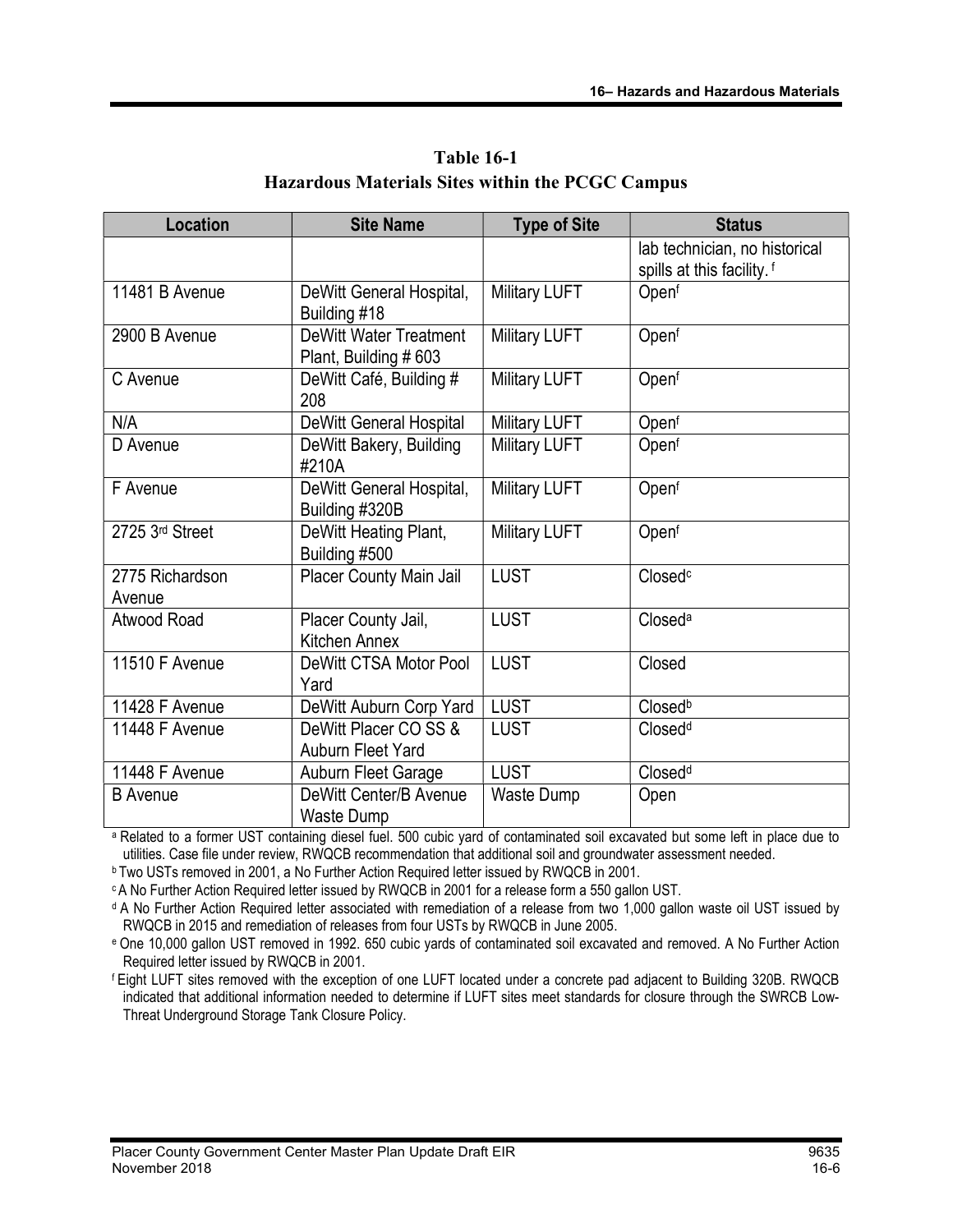**Table 16-1**
**Hazardous Materials Sites within the PCGC Campus**

| Location | Site Name | Type of Site | Status |
|---|---|---|---|
| | | | lab technician, no historical spills at this facility. [f] |
| 11481 B Avenue | DeWitt General Hospital, Building #18 | Military LUFT | Open[f] |
| 2900 B Avenue | DeWitt Water Treatment Plant, Building # 603 | Military LUFT | Open[f] |
| C Avenue | DeWitt Café, Building # 208 | Military LUFT | Open[f] |
| N/A | DeWitt General Hospital | Military LUFT | Open[f] |
| D Avenue | DeWitt Bakery, Building #210A | Military LUFT | Open[f] |
| F Avenue | DeWitt General Hospital, Building #320B | Military LUFT | Open[f] |
| 2725 3rd Street | DeWitt Heating Plant, Building #500 | Military LUFT | Open[f] |
| 2775 Richardson Avenue | Placer County Main Jail | LUST | Closed[c] |
| Atwood Road | Placer County Jail, Kitchen Annex | LUST | Closed[a] |
| 11510 F Avenue | DeWitt CTSA Motor Pool Yard | LUST | Closed |
| 11428 F Avenue | DeWitt Auburn Corp Yard | LUST | Closed[b] |
| 11448 F Avenue | DeWitt Placer CO SS & Auburn Fleet Yard | LUST | Closed[d] |
| 11448 F Avenue | Auburn Fleet Garage | LUST | Closed[d] |
| B Avenue | DeWitt Center/B Avenue Waste Dump | Waste Dump | Open |

[a] Related to a former UST containing diesel fuel. 500 cubic yard of contaminated soil excavated but some left in place due to utilities. Case file under review, RWQCB recommendation that additional soil and groundwater assessment needed.

[b] Two USTs removed in 2001, a No Further Action Required letter issued by RWQCB in 2001.

[c] A No Further Action Required letter issued by RWQCB in 2001 for a release form a 550 gallon UST.

[d] A No Further Action Required letter associated with remediation of a release from two 1,000 gallon waste oil UST issued by RWQCB in 2015 and remediation of releases from four USTs by RWQCB in June 2005.

[e] One 10,000 gallon UST removed in 1992. 650 cubic yards of contaminated soil excavated and removed. A No Further Action Required letter issued by RWQCB in 2001.

[f] Eight LUFT sites removed with the exception of one LUFT located under a concrete pad adjacent to Building 320B. RWQCB indicated that additional information needed to determine if LUFT sites meet standards for closure through the SWRCB Low-Threat Underground Storage Tank Closure Policy.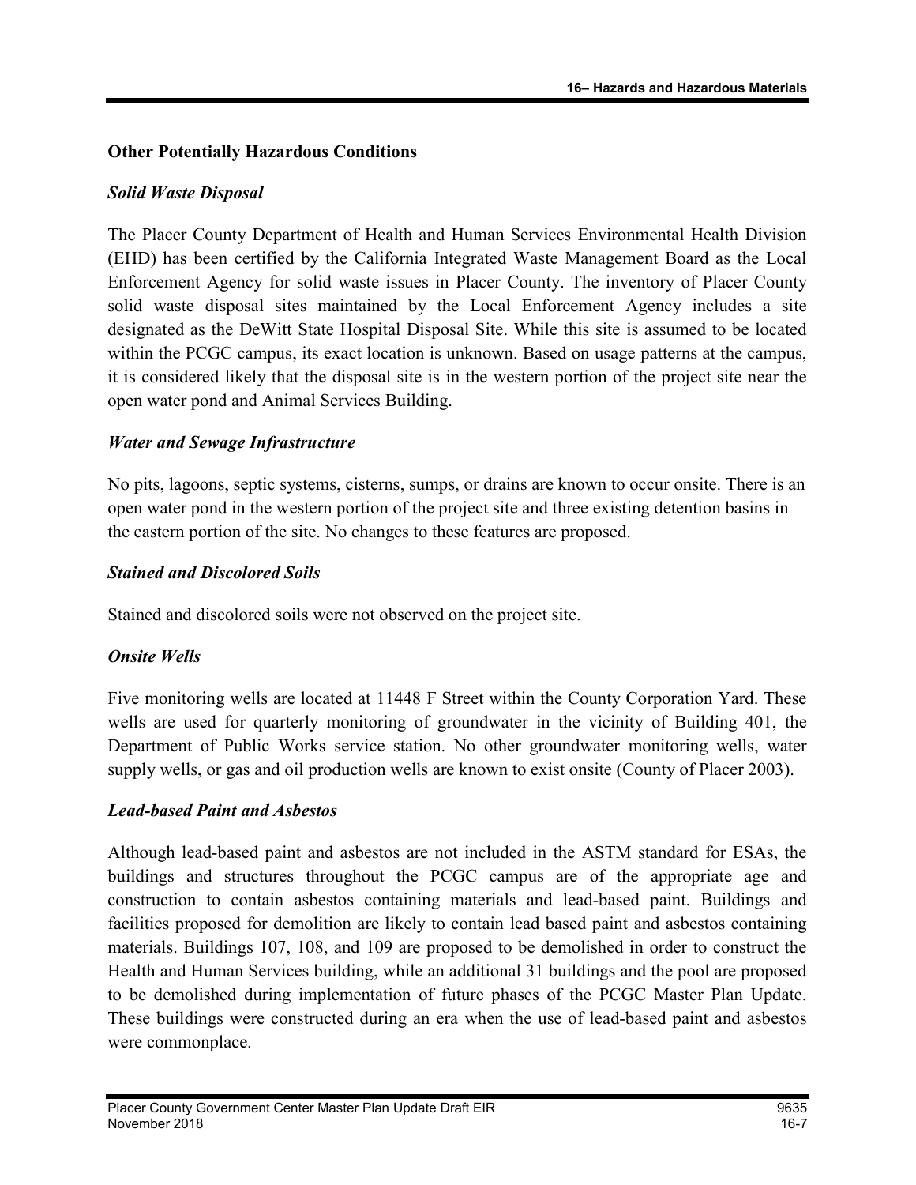### Other Potentially Hazardous Conditions

#### *Solid Waste Disposal*

The Placer County Department of Health and Human Services Environmental Health Division (EHD) has been certified by the California Integrated Waste Management Board as the Local Enforcement Agency for solid waste issues in Placer County. The inventory of Placer County solid waste disposal sites maintained by the Local Enforcement Agency includes a site designated as the DeWitt State Hospital Disposal Site. While this site is assumed to be located within the PCGC campus, its exact location is unknown. Based on usage patterns at the campus, it is considered likely that the disposal site is in the western portion of the project site near the open water pond and Animal Services Building.

#### *Water and Sewage Infrastructure*

No pits, lagoons, septic systems, cisterns, sumps, or drains are known to occur onsite. There is an open water pond in the western portion of the project site and three existing detention basins in the eastern portion of the site. No changes to these features are proposed.

#### *Stained and Discolored Soils*

Stained and discolored soils were not observed on the project site.

#### *Onsite Wells*

Five monitoring wells are located at 11448 F Street within the County Corporation Yard. These wells are used for quarterly monitoring of groundwater in the vicinity of Building 401, the Department of Public Works service station. No other groundwater monitoring wells, water supply wells, or gas and oil production wells are known to exist onsite (County of Placer 2003).

#### *Lead-based Paint and Asbestos*

Although lead-based paint and asbestos are not included in the ASTM standard for ESAs, the buildings and structures throughout the PCGC campus are of the appropriate age and construction to contain asbestos containing materials and lead-based paint. Buildings and facilities proposed for demolition are likely to contain lead based paint and asbestos containing materials. Buildings 107, 108, and 109 are proposed to be demolished in order to construct the Health and Human Services building, while an additional 31 buildings and the pool are proposed to be demolished during implementation of future phases of the PCGC Master Plan Update. These buildings were constructed during an era when the use of lead-based paint and asbestos were commonplace.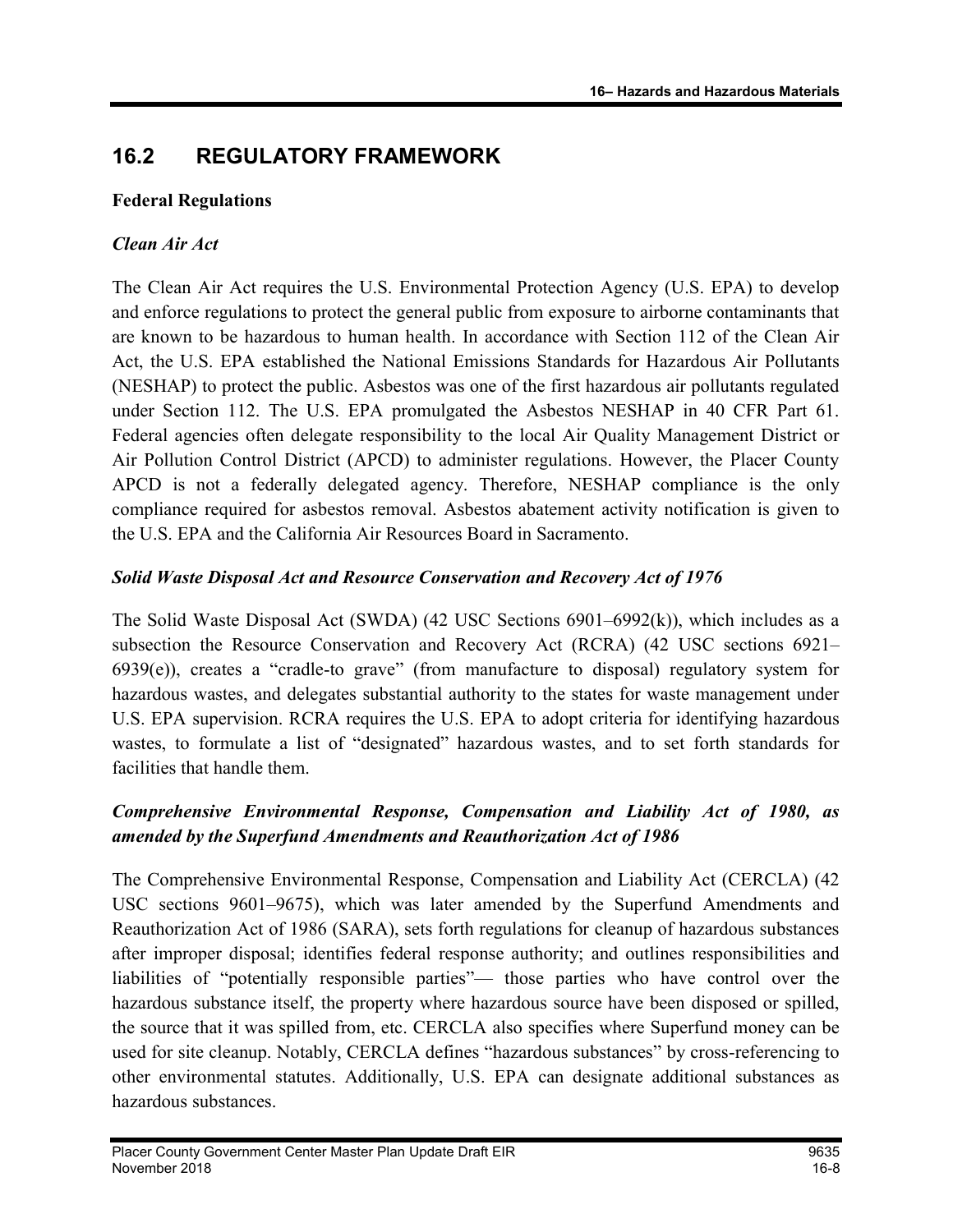## 16.2 REGULATORY FRAMEWORK

**Federal Regulations**

***Clean Air Act***

The Clean Air Act requires the U.S. Environmental Protection Agency (U.S. EPA) to develop and enforce regulations to protect the general public from exposure to airborne contaminants that are known to be hazardous to human health. In accordance with Section 112 of the Clean Air Act, the U.S. EPA established the National Emissions Standards for Hazardous Air Pollutants (NESHAP) to protect the public. Asbestos was one of the first hazardous air pollutants regulated under Section 112. The U.S. EPA promulgated the Asbestos NESHAP in 40 CFR Part 61. Federal agencies often delegate responsibility to the local Air Quality Management District or Air Pollution Control District (APCD) to administer regulations. However, the Placer County APCD is not a federally delegated agency. Therefore, NESHAP compliance is the only compliance required for asbestos removal. Asbestos abatement activity notification is given to the U.S. EPA and the California Air Resources Board in Sacramento.

***Solid Waste Disposal Act and Resource Conservation and Recovery Act of 1976***

The Solid Waste Disposal Act (SWDA) (42 USC Sections 6901–6992(k)), which includes as a subsection the Resource Conservation and Recovery Act (RCRA) (42 USC sections 6921–6939(e)), creates a "cradle-to grave" (from manufacture to disposal) regulatory system for hazardous wastes, and delegates substantial authority to the states for waste management under U.S. EPA supervision. RCRA requires the U.S. EPA to adopt criteria for identifying hazardous wastes, to formulate a list of "designated" hazardous wastes, and to set forth standards for facilities that handle them.

***Comprehensive Environmental Response, Compensation and Liability Act of 1980, as amended by the Superfund Amendments and Reauthorization Act of 1986***

The Comprehensive Environmental Response, Compensation and Liability Act (CERCLA) (42 USC sections 9601–9675), which was later amended by the Superfund Amendments and Reauthorization Act of 1986 (SARA), sets forth regulations for cleanup of hazardous substances after improper disposal; identifies federal response authority; and outlines responsibilities and liabilities of "potentially responsible parties"— those parties who have control over the hazardous substance itself, the property where hazardous source have been disposed or spilled, the source that it was spilled from, etc. CERCLA also specifies where Superfund money can be used for site cleanup. Notably, CERCLA defines "hazardous substances" by cross-referencing to other environmental statutes. Additionally, U.S. EPA can designate additional substances as hazardous substances.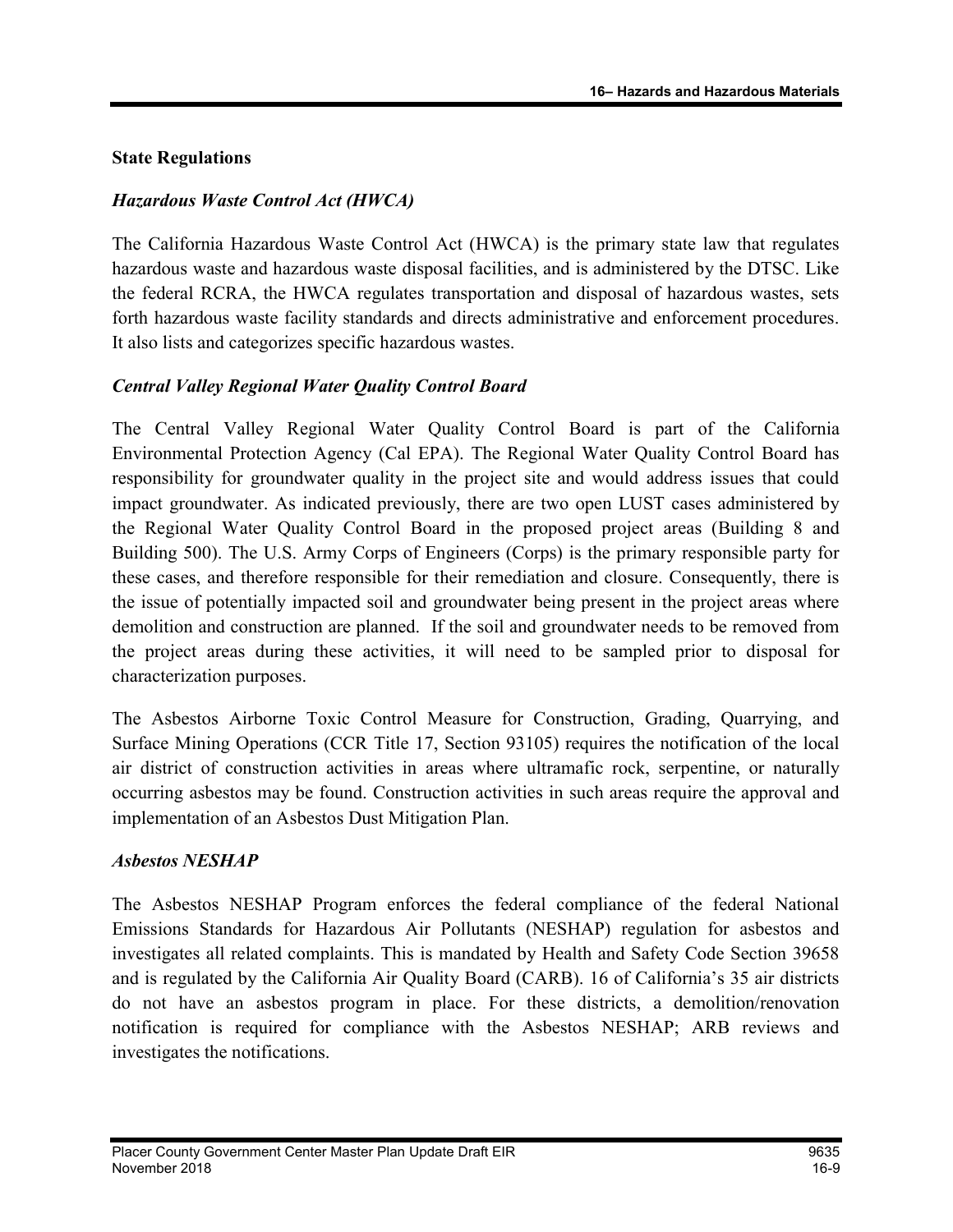### State Regulations

#### *Hazardous Waste Control Act (HWCA)*

The California Hazardous Waste Control Act (HWCA) is the primary state law that regulates hazardous waste and hazardous waste disposal facilities, and is administered by the DTSC. Like the federal RCRA, the HWCA regulates transportation and disposal of hazardous wastes, sets forth hazardous waste facility standards and directs administrative and enforcement procedures. It also lists and categorizes specific hazardous wastes.

#### *Central Valley Regional Water Quality Control Board*

The Central Valley Regional Water Quality Control Board is part of the California Environmental Protection Agency (Cal EPA). The Regional Water Quality Control Board has responsibility for groundwater quality in the project site and would address issues that could impact groundwater. As indicated previously, there are two open LUST cases administered by the Regional Water Quality Control Board in the proposed project areas (Building 8 and Building 500). The U.S. Army Corps of Engineers (Corps) is the primary responsible party for these cases, and therefore responsible for their remediation and closure. Consequently, there is the issue of potentially impacted soil and groundwater being present in the project areas where demolition and construction are planned. If the soil and groundwater needs to be removed from the project areas during these activities, it will need to be sampled prior to disposal for characterization purposes.

The Asbestos Airborne Toxic Control Measure for Construction, Grading, Quarrying, and Surface Mining Operations (CCR Title 17, Section 93105) requires the notification of the local air district of construction activities in areas where ultramafic rock, serpentine, or naturally occurring asbestos may be found. Construction activities in such areas require the approval and implementation of an Asbestos Dust Mitigation Plan.

#### *Asbestos NESHAP*

The Asbestos NESHAP Program enforces the federal compliance of the federal National Emissions Standards for Hazardous Air Pollutants (NESHAP) regulation for asbestos and investigates all related complaints. This is mandated by Health and Safety Code Section 39658 and is regulated by the California Air Quality Board (CARB). 16 of California's 35 air districts do not have an asbestos program in place. For these districts, a demolition/renovation notification is required for compliance with the Asbestos NESHAP; ARB reviews and investigates the notifications.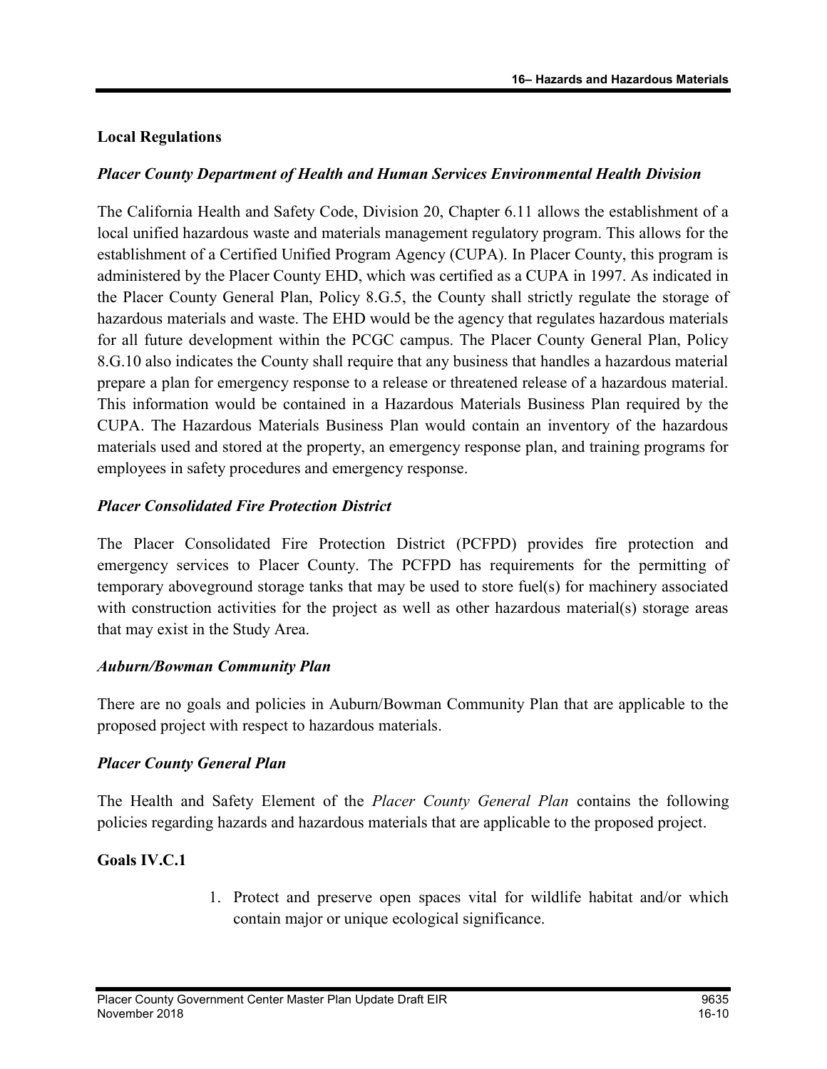**Local Regulations**

***Placer County Department of Health and Human Services Environmental Health Division***

The California Health and Safety Code, Division 20, Chapter 6.11 allows the establishment of a local unified hazardous waste and materials management regulatory program. This allows for the establishment of a Certified Unified Program Agency (CUPA). In Placer County, this program is administered by the Placer County EHD, which was certified as a CUPA in 1997. As indicated in the Placer County General Plan, Policy 8.G.5, the County shall strictly regulate the storage of hazardous materials and waste. The EHD would be the agency that regulates hazardous materials for all future development within the PCGC campus. The Placer County General Plan, Policy 8.G.10 also indicates the County shall require that any business that handles a hazardous material prepare a plan for emergency response to a release or threatened release of a hazardous material. This information would be contained in a Hazardous Materials Business Plan required by the CUPA. The Hazardous Materials Business Plan would contain an inventory of the hazardous materials used and stored at the property, an emergency response plan, and training programs for employees in safety procedures and emergency response.

***Placer Consolidated Fire Protection District***

The Placer Consolidated Fire Protection District (PCFPD) provides fire protection and emergency services to Placer County. The PCFPD has requirements for the permitting of temporary aboveground storage tanks that may be used to store fuel(s) for machinery associated with construction activities for the project as well as other hazardous material(s) storage areas that may exist in the Study Area.

***Auburn/Bowman Community Plan***

There are no goals and policies in Auburn/Bowman Community Plan that are applicable to the proposed project with respect to hazardous materials.

***Placer County General Plan***

The Health and Safety Element of the *Placer County General Plan* contains the following policies regarding hazards and hazardous materials that are applicable to the proposed project.

**Goals IV.C.1**

1. Protect and preserve open spaces vital for wildlife habitat and/or which contain major or unique ecological significance.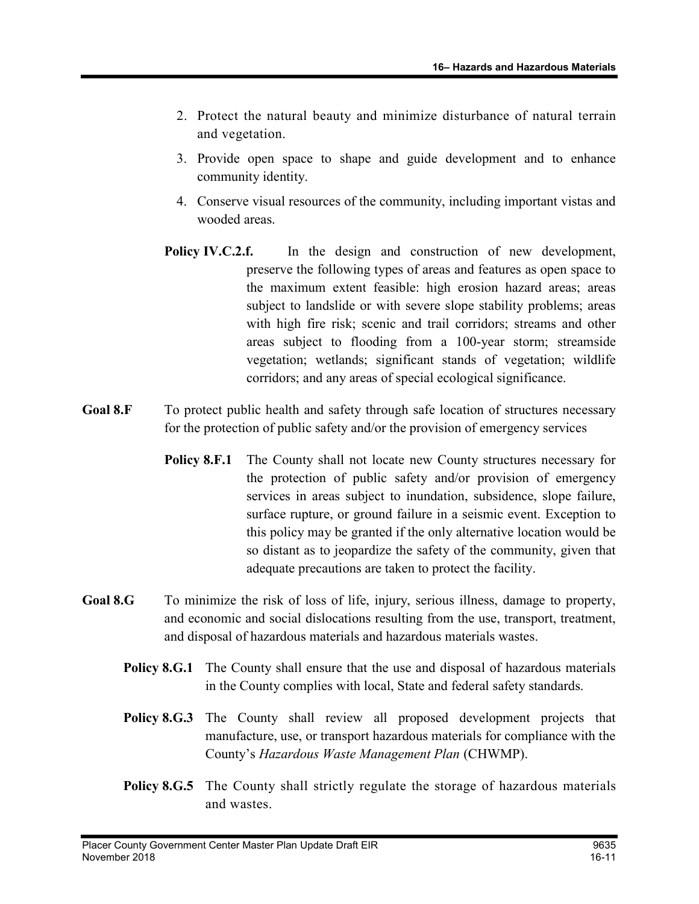2. Protect the natural beauty and minimize disturbance of natural terrain and vegetation.
3. Provide open space to shape and guide development and to enhance community identity.
4. Conserve visual resources of the community, including important vistas and wooded areas.

**Policy IV.C.2.f.** In the design and construction of new development, preserve the following types of areas and features as open space to the maximum extent feasible: high erosion hazard areas; areas subject to landslide or with severe slope stability problems; areas with high fire risk; scenic and trail corridors; streams and other areas subject to flooding from a 100-year storm; streamside vegetation; wetlands; significant stands of vegetation; wildlife corridors; and any areas of special ecological significance.

**Goal 8.F** To protect public health and safety through safe location of structures necessary for the protection of public safety and/or the provision of emergency services

**Policy 8.F.1** The County shall not locate new County structures necessary for the protection of public safety and/or provision of emergency services in areas subject to inundation, subsidence, slope failure, surface rupture, or ground failure in a seismic event. Exception to this policy may be granted if the only alternative location would be so distant as to jeopardize the safety of the community, given that adequate precautions are taken to protect the facility.

**Goal 8.G** To minimize the risk of loss of life, injury, serious illness, damage to property, and economic and social dislocations resulting from the use, transport, treatment, and disposal of hazardous materials and hazardous materials wastes.

**Policy 8.G.1** The County shall ensure that the use and disposal of hazardous materials in the County complies with local, State and federal safety standards.

**Policy 8.G.3** The County shall review all proposed development projects that manufacture, use, or transport hazardous materials for compliance with the County's *Hazardous Waste Management Plan* (CHWMP).

**Policy 8.G.5** The County shall strictly regulate the storage of hazardous materials and wastes.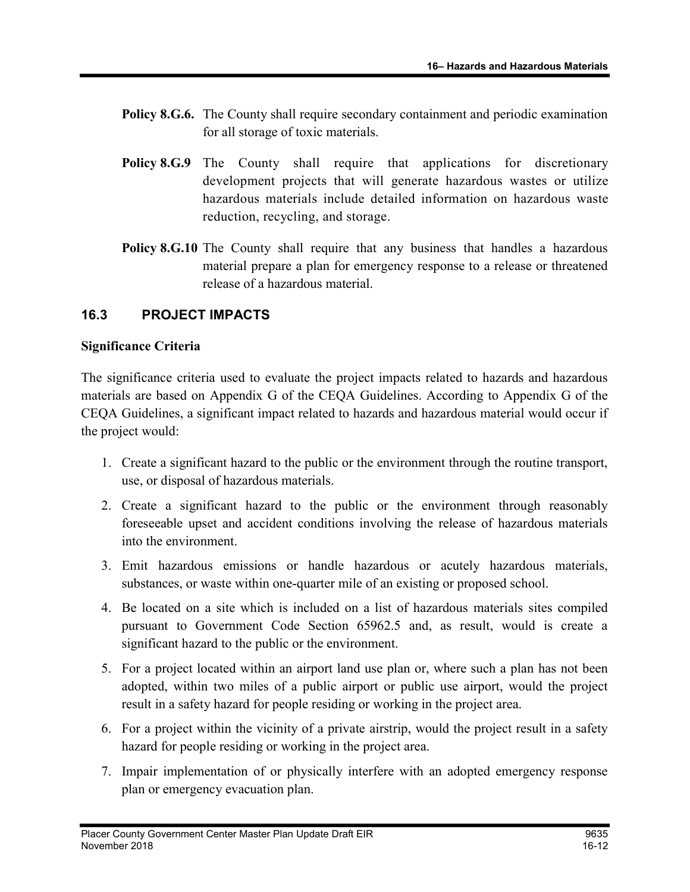**Policy 8.G.6.** The County shall require secondary containment and periodic examination for all storage of toxic materials.

**Policy 8.G.9** The County shall require that applications for discretionary development projects that will generate hazardous wastes or utilize hazardous materials include detailed information on hazardous waste reduction, recycling, and storage.

**Policy 8.G.10** The County shall require that any business that handles a hazardous material prepare a plan for emergency response to a release or threatened release of a hazardous material.

## 16.3 PROJECT IMPACTS

**Significance Criteria**

The significance criteria used to evaluate the project impacts related to hazards and hazardous materials are based on Appendix G of the CEQA Guidelines. According to Appendix G of the CEQA Guidelines, a significant impact related to hazards and hazardous material would occur if the project would:

1. Create a significant hazard to the public or the environment through the routine transport, use, or disposal of hazardous materials.
2. Create a significant hazard to the public or the environment through reasonably foreseeable upset and accident conditions involving the release of hazardous materials into the environment.
3. Emit hazardous emissions or handle hazardous or acutely hazardous materials, substances, or waste within one-quarter mile of an existing or proposed school.
4. Be located on a site which is included on a list of hazardous materials sites compiled pursuant to Government Code Section 65962.5 and, as result, would is create a significant hazard to the public or the environment.
5. For a project located within an airport land use plan or, where such a plan has not been adopted, within two miles of a public airport or public use airport, would the project result in a safety hazard for people residing or working in the project area.
6. For a project within the vicinity of a private airstrip, would the project result in a safety hazard for people residing or working in the project area.
7. Impair implementation of or physically interfere with an adopted emergency response plan or emergency evacuation plan.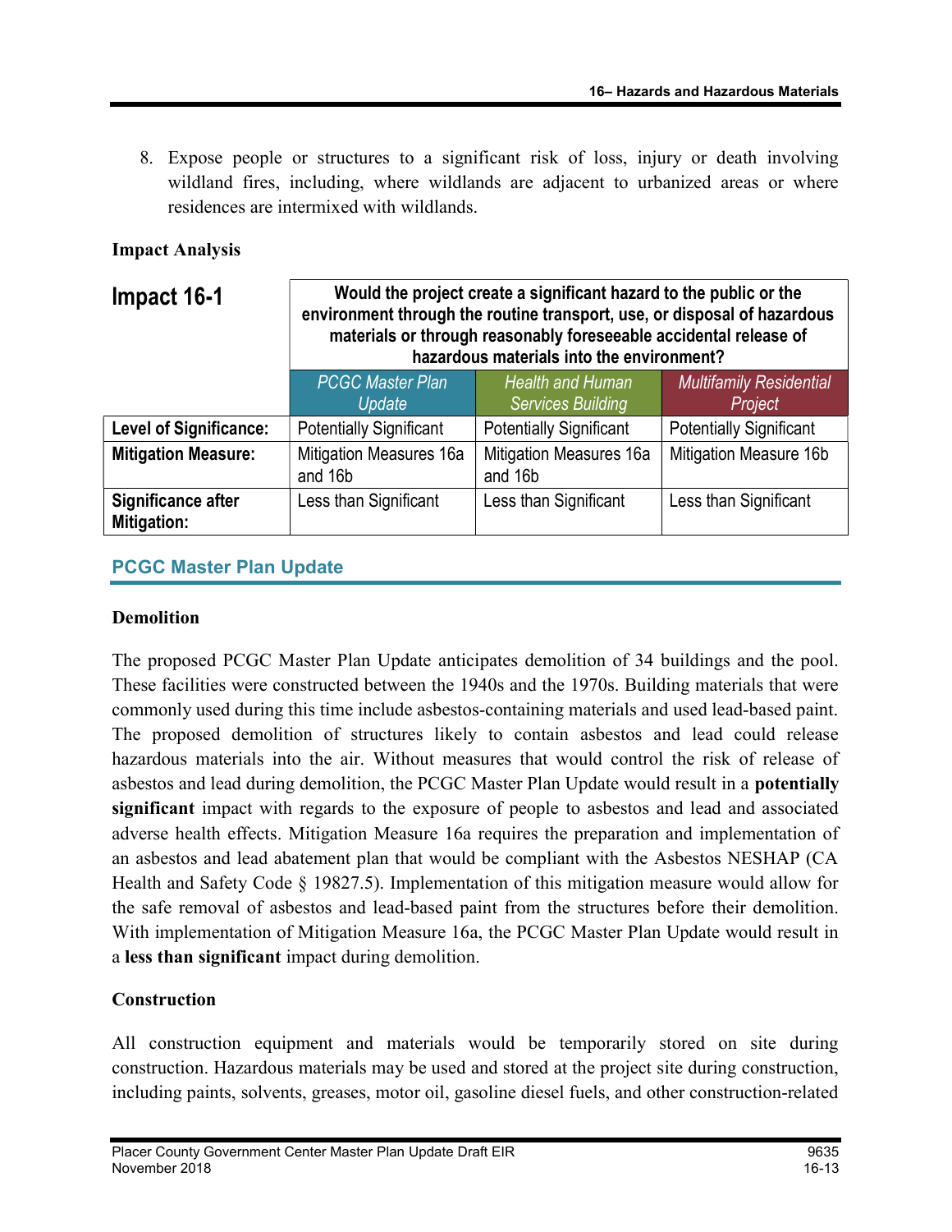8. Expose people or structures to a significant risk of loss, injury or death involving wildland fires, including, where wildlands are adjacent to urbanized areas or where residences are intermixed with wildlands.

**Impact Analysis**

| Impact 16-1 | Would the project create a significant hazard to the public or the environment through the routine transport, use, or disposal of hazardous materials or through reasonably foreseeable accidental release of hazardous materials into the environment? | | |
|---|---|---|---|
| | *PCGC Master Plan Update* | *Health and Human Services Building* | *Multifamily Residential Project* |
| **Level of Significance:** | Potentially Significant | Potentially Significant | Potentially Significant |
| **Mitigation Measure:** | Mitigation Measures 16a and 16b | Mitigation Measures 16a and 16b | Mitigation Measure 16b |
| **Significance after Mitigation:** | Less than Significant | Less than Significant | Less than Significant |

## PCGC Master Plan Update

**Demolition**

The proposed PCGC Master Plan Update anticipates demolition of 34 buildings and the pool. These facilities were constructed between the 1940s and the 1970s. Building materials that were commonly used during this time include asbestos-containing materials and used lead-based paint. The proposed demolition of structures likely to contain asbestos and lead could release hazardous materials into the air. Without measures that would control the risk of release of asbestos and lead during demolition, the PCGC Master Plan Update would result in a **potentially significant** impact with regards to the exposure of people to asbestos and lead and associated adverse health effects. Mitigation Measure 16a requires the preparation and implementation of an asbestos and lead abatement plan that would be compliant with the Asbestos NESHAP (CA Health and Safety Code § 19827.5). Implementation of this mitigation measure would allow for the safe removal of asbestos and lead-based paint from the structures before their demolition. With implementation of Mitigation Measure 16a, the PCGC Master Plan Update would result in a **less than significant** impact during demolition.

**Construction**

All construction equipment and materials would be temporarily stored on site during construction. Hazardous materials may be used and stored at the project site during construction, including paints, solvents, greases, motor oil, gasoline diesel fuels, and other construction-related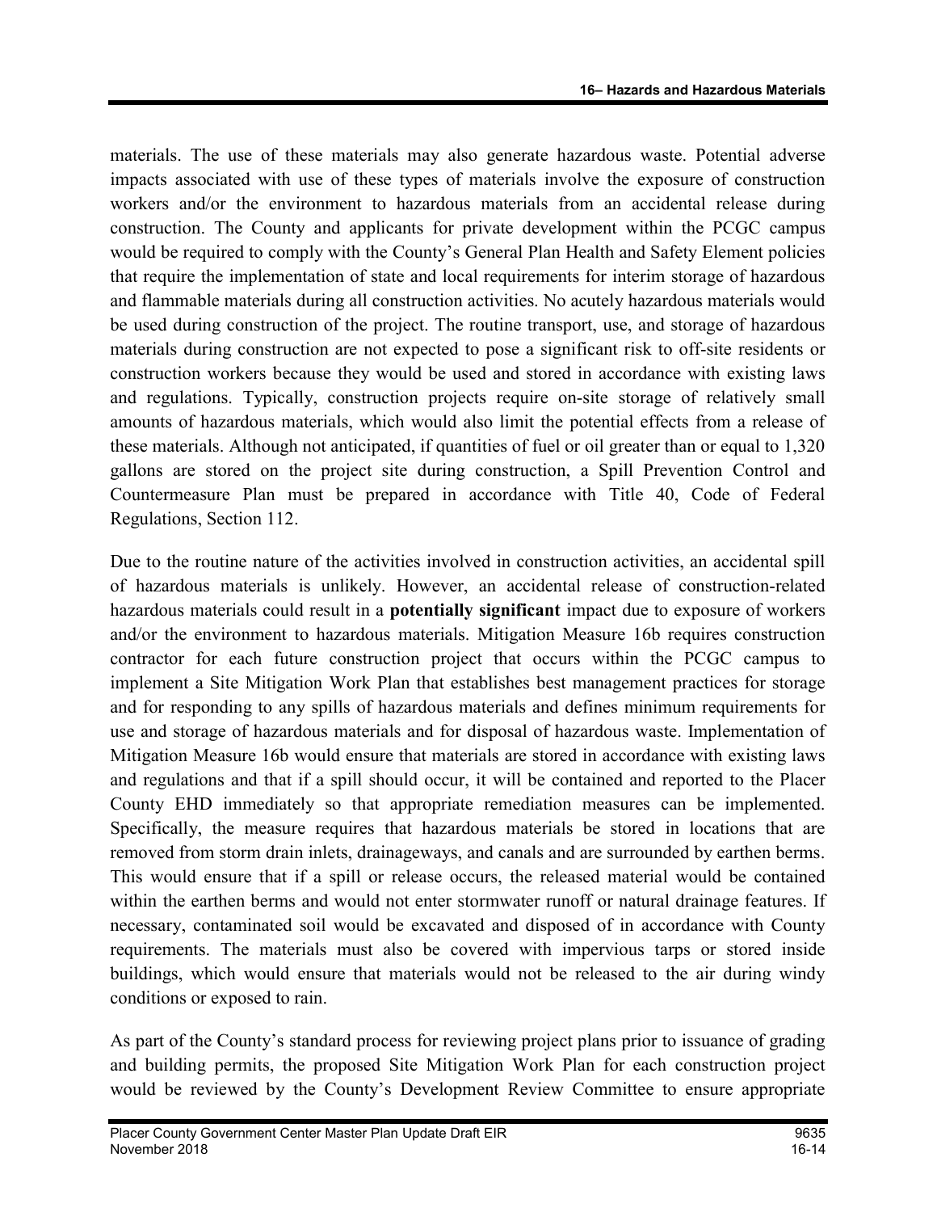materials. The use of these materials may also generate hazardous waste. Potential adverse impacts associated with use of these types of materials involve the exposure of construction workers and/or the environment to hazardous materials from an accidental release during construction. The County and applicants for private development within the PCGC campus would be required to comply with the County's General Plan Health and Safety Element policies that require the implementation of state and local requirements for interim storage of hazardous and flammable materials during all construction activities. No acutely hazardous materials would be used during construction of the project. The routine transport, use, and storage of hazardous materials during construction are not expected to pose a significant risk to off-site residents or construction workers because they would be used and stored in accordance with existing laws and regulations. Typically, construction projects require on-site storage of relatively small amounts of hazardous materials, which would also limit the potential effects from a release of these materials. Although not anticipated, if quantities of fuel or oil greater than or equal to 1,320 gallons are stored on the project site during construction, a Spill Prevention Control and Countermeasure Plan must be prepared in accordance with Title 40, Code of Federal Regulations, Section 112.

Due to the routine nature of the activities involved in construction activities, an accidental spill of hazardous materials is unlikely. However, an accidental release of construction-related hazardous materials could result in a **potentially significant** impact due to exposure of workers and/or the environment to hazardous materials. Mitigation Measure 16b requires construction contractor for each future construction project that occurs within the PCGC campus to implement a Site Mitigation Work Plan that establishes best management practices for storage and for responding to any spills of hazardous materials and defines minimum requirements for use and storage of hazardous materials and for disposal of hazardous waste. Implementation of Mitigation Measure 16b would ensure that materials are stored in accordance with existing laws and regulations and that if a spill should occur, it will be contained and reported to the Placer County EHD immediately so that appropriate remediation measures can be implemented. Specifically, the measure requires that hazardous materials be stored in locations that are removed from storm drain inlets, drainageways, and canals and are surrounded by earthen berms. This would ensure that if a spill or release occurs, the released material would be contained within the earthen berms and would not enter stormwater runoff or natural drainage features. If necessary, contaminated soil would be excavated and disposed of in accordance with County requirements. The materials must also be covered with impervious tarps or stored inside buildings, which would ensure that materials would not be released to the air during windy conditions or exposed to rain.

As part of the County's standard process for reviewing project plans prior to issuance of grading and building permits, the proposed Site Mitigation Work Plan for each construction project would be reviewed by the County's Development Review Committee to ensure appropriate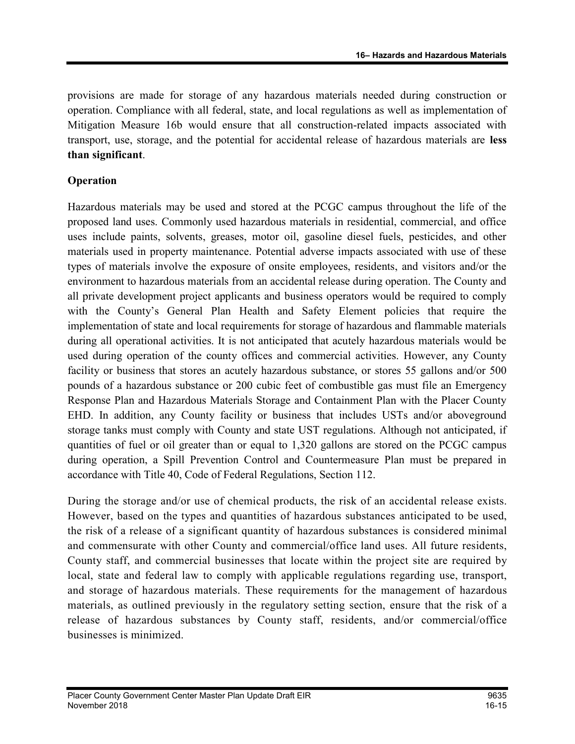provisions are made for storage of any hazardous materials needed during construction or operation. Compliance with all federal, state, and local regulations as well as implementation of Mitigation Measure 16b would ensure that all construction-related impacts associated with transport, use, storage, and the potential for accidental release of hazardous materials are **less than significant**.

**Operation**

Hazardous materials may be used and stored at the PCGC campus throughout the life of the proposed land uses. Commonly used hazardous materials in residential, commercial, and office uses include paints, solvents, greases, motor oil, gasoline diesel fuels, pesticides, and other materials used in property maintenance. Potential adverse impacts associated with use of these types of materials involve the exposure of onsite employees, residents, and visitors and/or the environment to hazardous materials from an accidental release during operation. The County and all private development project applicants and business operators would be required to comply with the County's General Plan Health and Safety Element policies that require the implementation of state and local requirements for storage of hazardous and flammable materials during all operational activities. It is not anticipated that acutely hazardous materials would be used during operation of the county offices and commercial activities. However, any County facility or business that stores an acutely hazardous substance, or stores 55 gallons and/or 500 pounds of a hazardous substance or 200 cubic feet of combustible gas must file an Emergency Response Plan and Hazardous Materials Storage and Containment Plan with the Placer County EHD. In addition, any County facility or business that includes USTs and/or aboveground storage tanks must comply with County and state UST regulations. Although not anticipated, if quantities of fuel or oil greater than or equal to 1,320 gallons are stored on the PCGC campus during operation, a Spill Prevention Control and Countermeasure Plan must be prepared in accordance with Title 40, Code of Federal Regulations, Section 112.

During the storage and/or use of chemical products, the risk of an accidental release exists. However, based on the types and quantities of hazardous substances anticipated to be used, the risk of a release of a significant quantity of hazardous substances is considered minimal and commensurate with other County and commercial/office land uses. All future residents, County staff, and commercial businesses that locate within the project site are required by local, state and federal law to comply with applicable regulations regarding use, transport, and storage of hazardous materials. These requirements for the management of hazardous materials, as outlined previously in the regulatory setting section, ensure that the risk of a release of hazardous substances by County staff, residents, and/or commercial/office businesses is minimized.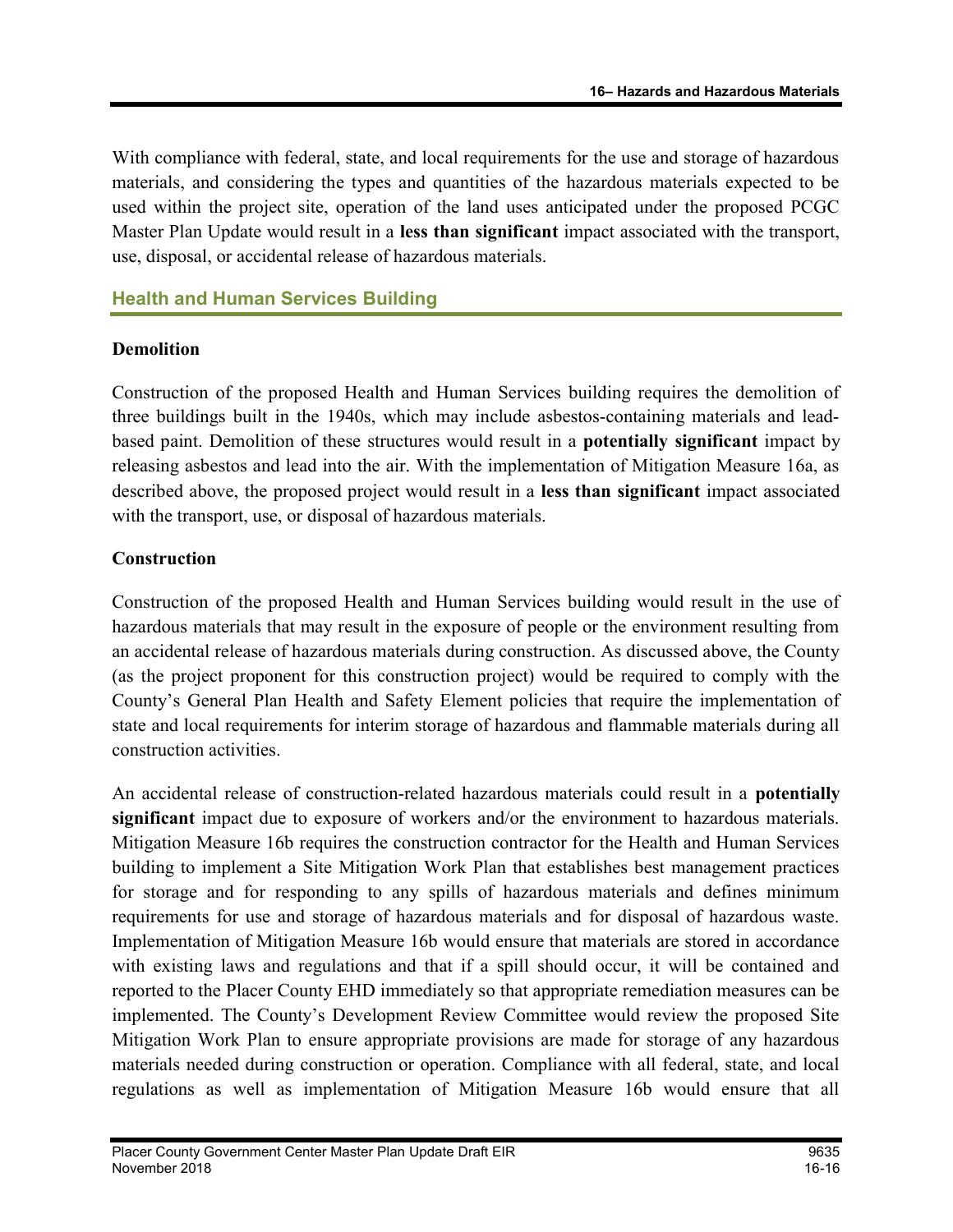With compliance with federal, state, and local requirements for the use and storage of hazardous materials, and considering the types and quantities of the hazardous materials expected to be used within the project site, operation of the land uses anticipated under the proposed PCGC Master Plan Update would result in a **less than significant** impact associated with the transport, use, disposal, or accidental release of hazardous materials.

## Health and Human Services Building

### Demolition

Construction of the proposed Health and Human Services building requires the demolition of three buildings built in the 1940s, which may include asbestos-containing materials and lead-based paint. Demolition of these structures would result in a **potentially significant** impact by releasing asbestos and lead into the air. With the implementation of Mitigation Measure 16a, as described above, the proposed project would result in a **less than significant** impact associated with the transport, use, or disposal of hazardous materials.

### Construction

Construction of the proposed Health and Human Services building would result in the use of hazardous materials that may result in the exposure of people or the environment resulting from an accidental release of hazardous materials during construction. As discussed above, the County (as the project proponent for this construction project) would be required to comply with the County's General Plan Health and Safety Element policies that require the implementation of state and local requirements for interim storage of hazardous and flammable materials during all construction activities.

An accidental release of construction-related hazardous materials could result in a **potentially significant** impact due to exposure of workers and/or the environment to hazardous materials. Mitigation Measure 16b requires the construction contractor for the Health and Human Services building to implement a Site Mitigation Work Plan that establishes best management practices for storage and for responding to any spills of hazardous materials and defines minimum requirements for use and storage of hazardous materials and for disposal of hazardous waste. Implementation of Mitigation Measure 16b would ensure that materials are stored in accordance with existing laws and regulations and that if a spill should occur, it will be contained and reported to the Placer County EHD immediately so that appropriate remediation measures can be implemented. The County's Development Review Committee would review the proposed Site Mitigation Work Plan to ensure appropriate provisions are made for storage of any hazardous materials needed during construction or operation. Compliance with all federal, state, and local regulations as well as implementation of Mitigation Measure 16b would ensure that all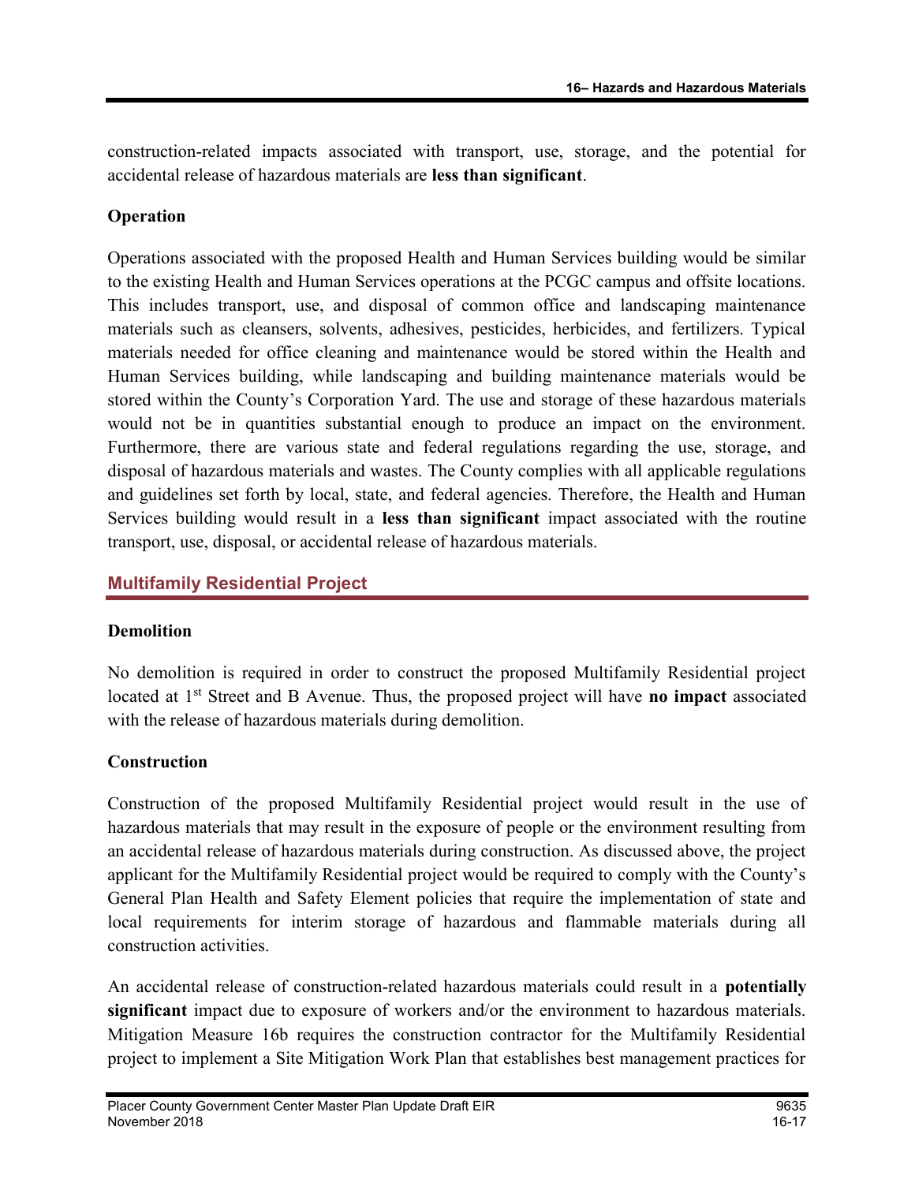construction-related impacts associated with transport, use, storage, and the potential for accidental release of hazardous materials are **less than significant**.

**Operation**

Operations associated with the proposed Health and Human Services building would be similar to the existing Health and Human Services operations at the PCGC campus and offsite locations. This includes transport, use, and disposal of common office and landscaping maintenance materials such as cleansers, solvents, adhesives, pesticides, herbicides, and fertilizers. Typical materials needed for office cleaning and maintenance would be stored within the Health and Human Services building, while landscaping and building maintenance materials would be stored within the County's Corporation Yard. The use and storage of these hazardous materials would not be in quantities substantial enough to produce an impact on the environment. Furthermore, there are various state and federal regulations regarding the use, storage, and disposal of hazardous materials and wastes. The County complies with all applicable regulations and guidelines set forth by local, state, and federal agencies. Therefore, the Health and Human Services building would result in a **less than significant** impact associated with the routine transport, use, disposal, or accidental release of hazardous materials.

## Multifamily Residential Project

**Demolition**

No demolition is required in order to construct the proposed Multifamily Residential project located at 1st Street and B Avenue. Thus, the proposed project will have **no impact** associated with the release of hazardous materials during demolition.

**Construction**

Construction of the proposed Multifamily Residential project would result in the use of hazardous materials that may result in the exposure of people or the environment resulting from an accidental release of hazardous materials during construction. As discussed above, the project applicant for the Multifamily Residential project would be required to comply with the County's General Plan Health and Safety Element policies that require the implementation of state and local requirements for interim storage of hazardous and flammable materials during all construction activities.

An accidental release of construction-related hazardous materials could result in a **potentially significant** impact due to exposure of workers and/or the environment to hazardous materials. Mitigation Measure 16b requires the construction contractor for the Multifamily Residential project to implement a Site Mitigation Work Plan that establishes best management practices for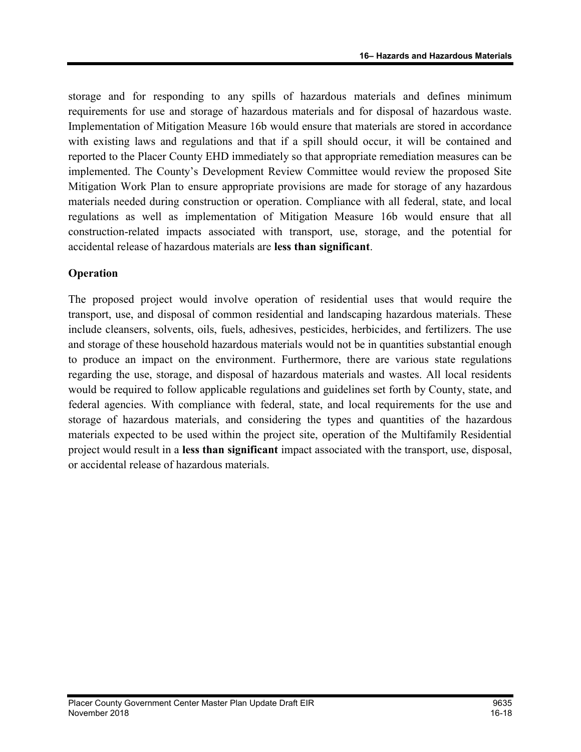storage and for responding to any spills of hazardous materials and defines minimum requirements for use and storage of hazardous materials and for disposal of hazardous waste. Implementation of Mitigation Measure 16b would ensure that materials are stored in accordance with existing laws and regulations and that if a spill should occur, it will be contained and reported to the Placer County EHD immediately so that appropriate remediation measures can be implemented. The County's Development Review Committee would review the proposed Site Mitigation Work Plan to ensure appropriate provisions are made for storage of any hazardous materials needed during construction or operation. Compliance with all federal, state, and local regulations as well as implementation of Mitigation Measure 16b would ensure that all construction-related impacts associated with transport, use, storage, and the potential for accidental release of hazardous materials are **less than significant**.

### Operation

The proposed project would involve operation of residential uses that would require the transport, use, and disposal of common residential and landscaping hazardous materials. These include cleansers, solvents, oils, fuels, adhesives, pesticides, herbicides, and fertilizers. The use and storage of these household hazardous materials would not be in quantities substantial enough to produce an impact on the environment. Furthermore, there are various state regulations regarding the use, storage, and disposal of hazardous materials and wastes. All local residents would be required to follow applicable regulations and guidelines set forth by County, state, and federal agencies. With compliance with federal, state, and local requirements for the use and storage of hazardous materials, and considering the types and quantities of the hazardous materials expected to be used within the project site, operation of the Multifamily Residential project would result in a **less than significant** impact associated with the transport, use, disposal, or accidental release of hazardous materials.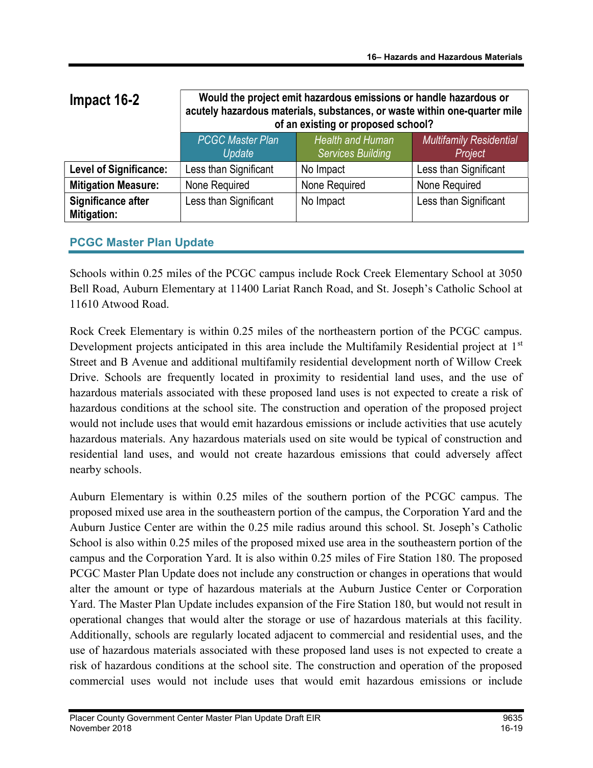| Impact 16-2 | Would the project emit hazardous emissions or handle hazardous or acutely hazardous materials, substances, or waste within one-quarter mile of an existing or proposed school? | | |
|---|---|---|---|
| | *PCGC Master Plan Update* | *Health and Human Services Building* | *Multifamily Residential Project* |
| **Level of Significance:** | Less than Significant | No Impact | Less than Significant |
| **Mitigation Measure:** | None Required | None Required | None Required |
| **Significance after Mitigation:** | Less than Significant | No Impact | Less than Significant |

## PCGC Master Plan Update

Schools within 0.25 miles of the PCGC campus include Rock Creek Elementary School at 3050 Bell Road, Auburn Elementary at 11400 Lariat Ranch Road, and St. Joseph's Catholic School at 11610 Atwood Road.

Rock Creek Elementary is within 0.25 miles of the northeastern portion of the PCGC campus. Development projects anticipated in this area include the Multifamily Residential project at 1st Street and B Avenue and additional multifamily residential development north of Willow Creek Drive. Schools are frequently located in proximity to residential land uses, and the use of hazardous materials associated with these proposed land uses is not expected to create a risk of hazardous conditions at the school site. The construction and operation of the proposed project would not include uses that would emit hazardous emissions or include activities that use acutely hazardous materials. Any hazardous materials used on site would be typical of construction and residential land uses, and would not create hazardous emissions that could adversely affect nearby schools.

Auburn Elementary is within 0.25 miles of the southern portion of the PCGC campus. The proposed mixed use area in the southeastern portion of the campus, the Corporation Yard and the Auburn Justice Center are within the 0.25 mile radius around this school. St. Joseph's Catholic School is also within 0.25 miles of the proposed mixed use area in the southeastern portion of the campus and the Corporation Yard. It is also within 0.25 miles of Fire Station 180. The proposed PCGC Master Plan Update does not include any construction or changes in operations that would alter the amount or type of hazardous materials at the Auburn Justice Center or Corporation Yard. The Master Plan Update includes expansion of the Fire Station 180, but would not result in operational changes that would alter the storage or use of hazardous materials at this facility. Additionally, schools are regularly located adjacent to commercial and residential uses, and the use of hazardous materials associated with these proposed land uses is not expected to create a risk of hazardous conditions at the school site. The construction and operation of the proposed commercial uses would not include uses that would emit hazardous emissions or include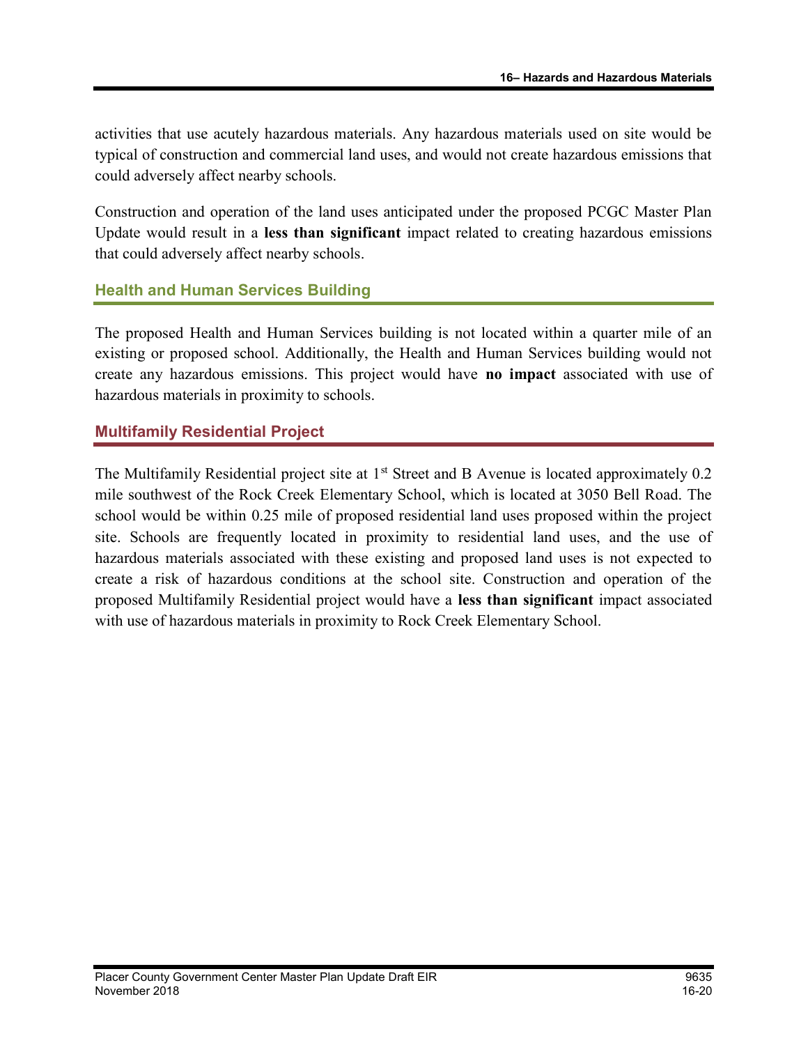activities that use acutely hazardous materials. Any hazardous materials used on site would be typical of construction and commercial land uses, and would not create hazardous emissions that could adversely affect nearby schools.

Construction and operation of the land uses anticipated under the proposed PCGC Master Plan Update would result in a **less than significant** impact related to creating hazardous emissions that could adversely affect nearby schools.

### Health and Human Services Building

The proposed Health and Human Services building is not located within a quarter mile of an existing or proposed school. Additionally, the Health and Human Services building would not create any hazardous emissions. This project would have **no impact** associated with use of hazardous materials in proximity to schools.

### Multifamily Residential Project

The Multifamily Residential project site at 1st Street and B Avenue is located approximately 0.2 mile southwest of the Rock Creek Elementary School, which is located at 3050 Bell Road. The school would be within 0.25 mile of proposed residential land uses proposed within the project site. Schools are frequently located in proximity to residential land uses, and the use of hazardous materials associated with these existing and proposed land uses is not expected to create a risk of hazardous conditions at the school site. Construction and operation of the proposed Multifamily Residential project would have a **less than significant** impact associated with use of hazardous materials in proximity to Rock Creek Elementary School.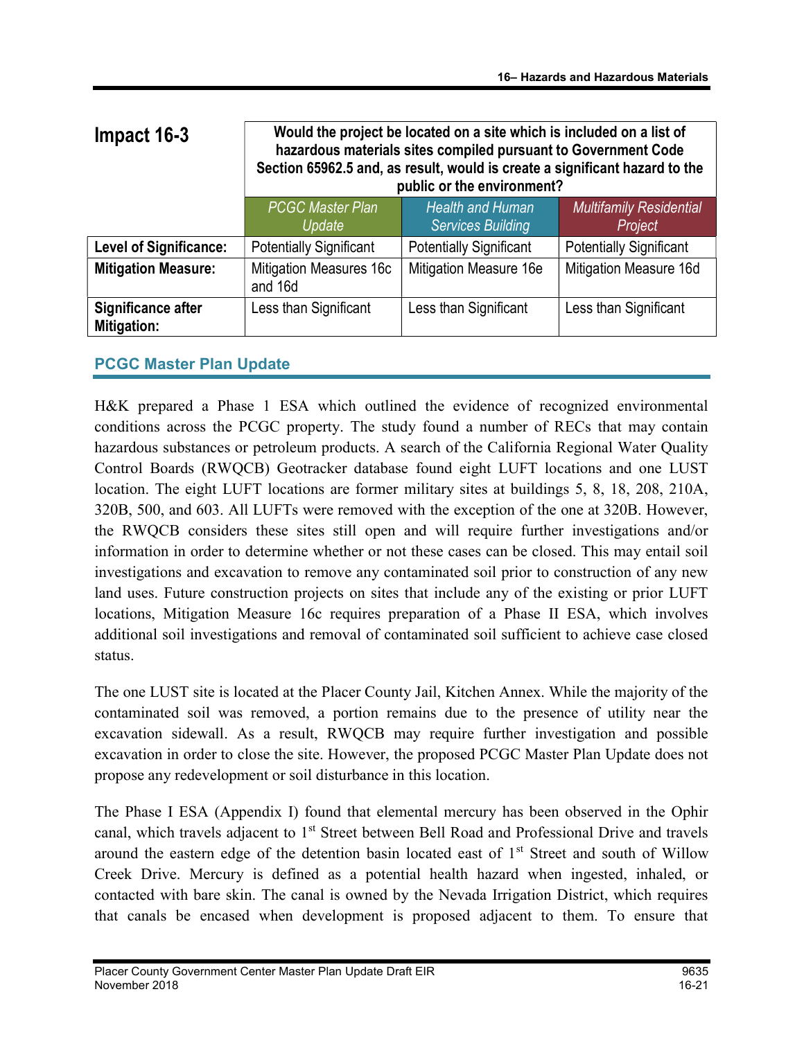| Impact 16-3 | Would the project be located on a site which is included on a list of hazardous materials sites compiled pursuant to Government Code Section 65962.5 and, as result, would is create a significant hazard to the public or the environment? | | |
|---|---|---|---|
| | *PCGC Master Plan Update* | *Health and Human Services Building* | *Multifamily Residential Project* |
| **Level of Significance:** | Potentially Significant | Potentially Significant | Potentially Significant |
| **Mitigation Measure:** | Mitigation Measures 16c and 16d | Mitigation Measure 16e | Mitigation Measure 16d |
| **Significance after Mitigation:** | Less than Significant | Less than Significant | Less than Significant |

## PCGC Master Plan Update

H&K prepared a Phase 1 ESA which outlined the evidence of recognized environmental conditions across the PCGC property. The study found a number of RECs that may contain hazardous substances or petroleum products. A search of the California Regional Water Quality Control Boards (RWQCB) Geotracker database found eight LUFT locations and one LUST location. The eight LUFT locations are former military sites at buildings 5, 8, 18, 208, 210A, 320B, 500, and 603. All LUFTs were removed with the exception of the one at 320B. However, the RWQCB considers these sites still open and will require further investigations and/or information in order to determine whether or not these cases can be closed. This may entail soil investigations and excavation to remove any contaminated soil prior to construction of any new land uses. Future construction projects on sites that include any of the existing or prior LUFT locations, Mitigation Measure 16c requires preparation of a Phase II ESA, which involves additional soil investigations and removal of contaminated soil sufficient to achieve case closed status.

The one LUST site is located at the Placer County Jail, Kitchen Annex. While the majority of the contaminated soil was removed, a portion remains due to the presence of utility near the excavation sidewall. As a result, RWQCB may require further investigation and possible excavation in order to close the site. However, the proposed PCGC Master Plan Update does not propose any redevelopment or soil disturbance in this location.

The Phase I ESA (Appendix I) found that elemental mercury has been observed in the Ophir canal, which travels adjacent to 1st Street between Bell Road and Professional Drive and travels around the eastern edge of the detention basin located east of 1st Street and south of Willow Creek Drive. Mercury is defined as a potential health hazard when ingested, inhaled, or contacted with bare skin. The canal is owned by the Nevada Irrigation District, which requires that canals be encased when development is proposed adjacent to them. To ensure that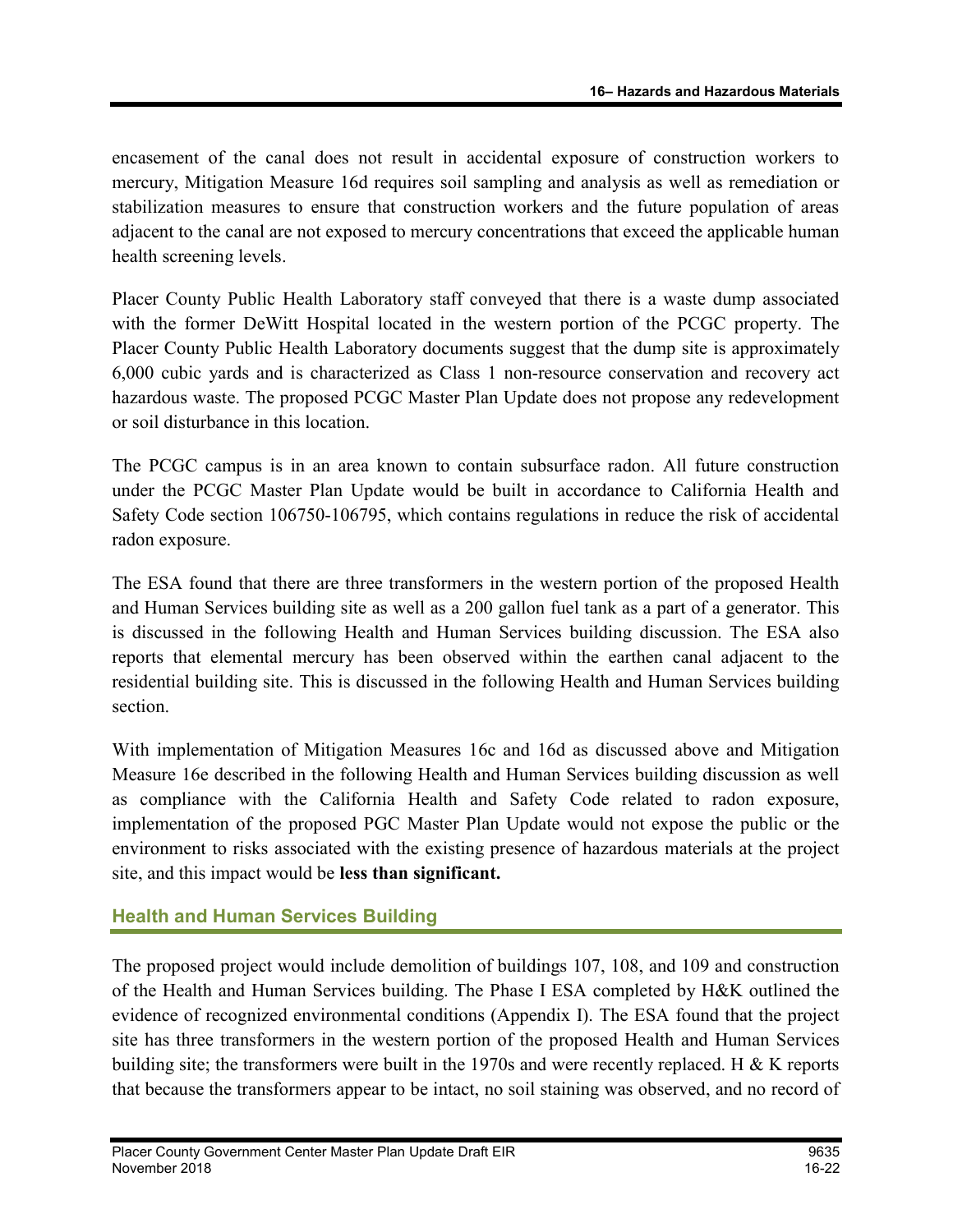encasement of the canal does not result in accidental exposure of construction workers to mercury, Mitigation Measure 16d requires soil sampling and analysis as well as remediation or stabilization measures to ensure that construction workers and the future population of areas adjacent to the canal are not exposed to mercury concentrations that exceed the applicable human health screening levels.

Placer County Public Health Laboratory staff conveyed that there is a waste dump associated with the former DeWitt Hospital located in the western portion of the PCGC property. The Placer County Public Health Laboratory documents suggest that the dump site is approximately 6,000 cubic yards and is characterized as Class 1 non-resource conservation and recovery act hazardous waste. The proposed PCGC Master Plan Update does not propose any redevelopment or soil disturbance in this location.

The PCGC campus is in an area known to contain subsurface radon. All future construction under the PCGC Master Plan Update would be built in accordance to California Health and Safety Code section 106750-106795, which contains regulations in reduce the risk of accidental radon exposure.

The ESA found that there are three transformers in the western portion of the proposed Health and Human Services building site as well as a 200 gallon fuel tank as a part of a generator. This is discussed in the following Health and Human Services building discussion. The ESA also reports that elemental mercury has been observed within the earthen canal adjacent to the residential building site. This is discussed in the following Health and Human Services building section.

With implementation of Mitigation Measures 16c and 16d as discussed above and Mitigation Measure 16e described in the following Health and Human Services building discussion as well as compliance with the California Health and Safety Code related to radon exposure, implementation of the proposed PGC Master Plan Update would not expose the public or the environment to risks associated with the existing presence of hazardous materials at the project site, and this impact would be **less than significant.**

### Health and Human Services Building

The proposed project would include demolition of buildings 107, 108, and 109 and construction of the Health and Human Services building. The Phase I ESA completed by H&K outlined the evidence of recognized environmental conditions (Appendix I). The ESA found that the project site has three transformers in the western portion of the proposed Health and Human Services building site; the transformers were built in the 1970s and were recently replaced. H & K reports that because the transformers appear to be intact, no soil staining was observed, and no record of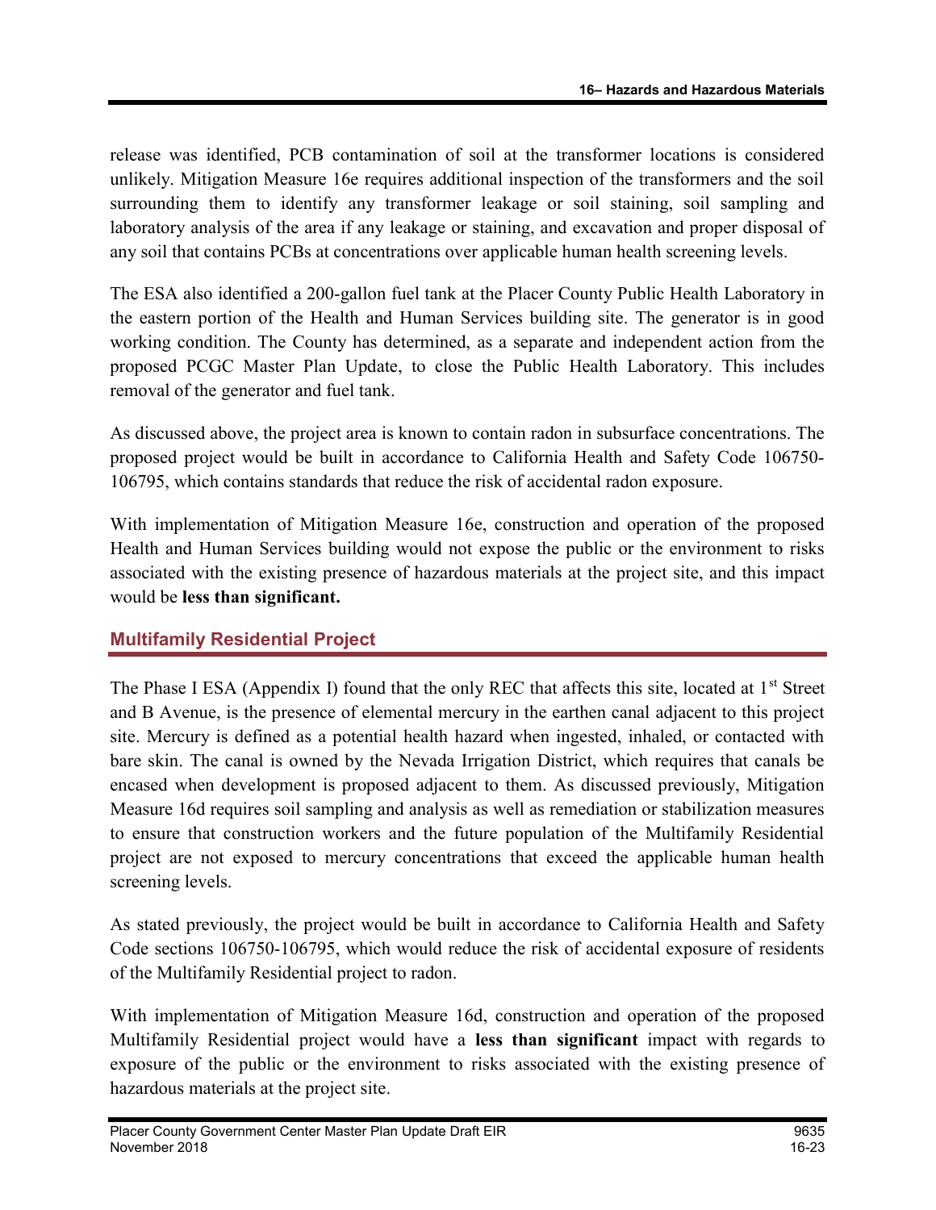release was identified, PCB contamination of soil at the transformer locations is considered unlikely. Mitigation Measure 16e requires additional inspection of the transformers and the soil surrounding them to identify any transformer leakage or soil staining, soil sampling and laboratory analysis of the area if any leakage or staining, and excavation and proper disposal of any soil that contains PCBs at concentrations over applicable human health screening levels.

The ESA also identified a 200-gallon fuel tank at the Placer County Public Health Laboratory in the eastern portion of the Health and Human Services building site. The generator is in good working condition. The County has determined, as a separate and independent action from the proposed PCGC Master Plan Update, to close the Public Health Laboratory. This includes removal of the generator and fuel tank.

As discussed above, the project area is known to contain radon in subsurface concentrations. The proposed project would be built in accordance to California Health and Safety Code 106750-106795, which contains standards that reduce the risk of accidental radon exposure.

With implementation of Mitigation Measure 16e, construction and operation of the proposed Health and Human Services building would not expose the public or the environment to risks associated with the existing presence of hazardous materials at the project site, and this impact would be **less than significant.**

### Multifamily Residential Project

The Phase I ESA (Appendix I) found that the only REC that affects this site, located at 1st Street and B Avenue, is the presence of elemental mercury in the earthen canal adjacent to this project site. Mercury is defined as a potential health hazard when ingested, inhaled, or contacted with bare skin. The canal is owned by the Nevada Irrigation District, which requires that canals be encased when development is proposed adjacent to them. As discussed previously, Mitigation Measure 16d requires soil sampling and analysis as well as remediation or stabilization measures to ensure that construction workers and the future population of the Multifamily Residential project are not exposed to mercury concentrations that exceed the applicable human health screening levels.

As stated previously, the project would be built in accordance to California Health and Safety Code sections 106750-106795, which would reduce the risk of accidental exposure of residents of the Multifamily Residential project to radon.

With implementation of Mitigation Measure 16d, construction and operation of the proposed Multifamily Residential project would have a **less than significant** impact with regards to exposure of the public or the environment to risks associated with the existing presence of hazardous materials at the project site.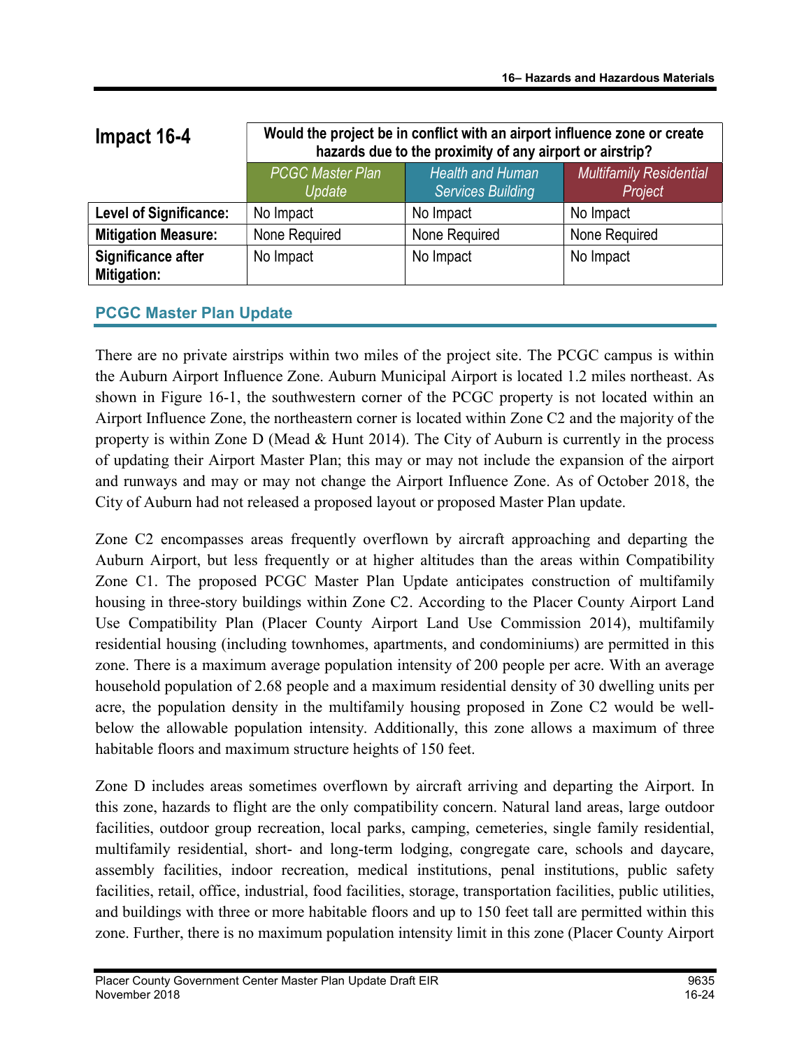| Impact 16-4 | Would the project be in conflict with an airport influence zone or create hazards due to the proximity of any airport or airstrip? | | |
|---|---|---|---|
| | *PCGC Master Plan Update* | *Health and Human Services Building* | *Multifamily Residential Project* |
| **Level of Significance:** | No Impact | No Impact | No Impact |
| **Mitigation Measure:** | None Required | None Required | None Required |
| **Significance after Mitigation:** | No Impact | No Impact | No Impact |

## PCGC Master Plan Update

There are no private airstrips within two miles of the project site. The PCGC campus is within the Auburn Airport Influence Zone. Auburn Municipal Airport is located 1.2 miles northeast. As shown in Figure 16-1, the southwestern corner of the PCGC property is not located within an Airport Influence Zone, the northeastern corner is located within Zone C2 and the majority of the property is within Zone D (Mead & Hunt 2014). The City of Auburn is currently in the process of updating their Airport Master Plan; this may or may not include the expansion of the airport and runways and may or may not change the Airport Influence Zone. As of October 2018, the City of Auburn had not released a proposed layout or proposed Master Plan update.

Zone C2 encompasses areas frequently overflown by aircraft approaching and departing the Auburn Airport, but less frequently or at higher altitudes than the areas within Compatibility Zone C1. The proposed PCGC Master Plan Update anticipates construction of multifamily housing in three-story buildings within Zone C2. According to the Placer County Airport Land Use Compatibility Plan (Placer County Airport Land Use Commission 2014), multifamily residential housing (including townhomes, apartments, and condominiums) are permitted in this zone. There is a maximum average population intensity of 200 people per acre. With an average household population of 2.68 people and a maximum residential density of 30 dwelling units per acre, the population density in the multifamily housing proposed in Zone C2 would be well-below the allowable population intensity. Additionally, this zone allows a maximum of three habitable floors and maximum structure heights of 150 feet.

Zone D includes areas sometimes overflown by aircraft arriving and departing the Airport. In this zone, hazards to flight are the only compatibility concern. Natural land areas, large outdoor facilities, outdoor group recreation, local parks, camping, cemeteries, single family residential, multifamily residential, short- and long-term lodging, congregate care, schools and daycare, assembly facilities, indoor recreation, medical institutions, penal institutions, public safety facilities, retail, office, industrial, food facilities, storage, transportation facilities, public utilities, and buildings with three or more habitable floors and up to 150 feet tall are permitted within this zone. Further, there is no maximum population intensity limit in this zone (Placer County Airport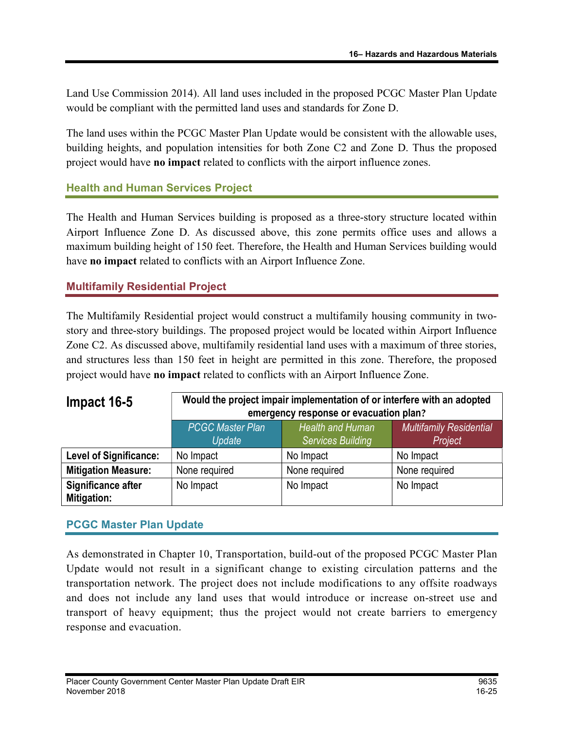Land Use Commission 2014). All land uses included in the proposed PCGC Master Plan Update would be compliant with the permitted land uses and standards for Zone D.

The land uses within the PCGC Master Plan Update would be consistent with the allowable uses, building heights, and population intensities for both Zone C2 and Zone D. Thus the proposed project would have **no impact** related to conflicts with the airport influence zones.

### Health and Human Services Project

The Health and Human Services building is proposed as a three-story structure located within Airport Influence Zone D. As discussed above, this zone permits office uses and allows a maximum building height of 150 feet. Therefore, the Health and Human Services building would have **no impact** related to conflicts with an Airport Influence Zone.

### Multifamily Residential Project

The Multifamily Residential project would construct a multifamily housing community in two-story and three-story buildings. The proposed project would be located within Airport Influence Zone C2. As discussed above, multifamily residential land uses with a maximum of three stories, and structures less than 150 feet in height are permitted in this zone. Therefore, the proposed project would have **no impact** related to conflicts with an Airport Influence Zone.

| **Impact 16-5** | **Would the project impair implementation of or interfere with an adopted emergency response or evacuation plan?** | | |
|---|---|---|---|
| | *PCGC Master Plan Update* | *Health and Human Services Building* | *Multifamily Residential Project* |
| **Level of Significance:** | No Impact | No Impact | No Impact |
| **Mitigation Measure:** | None required | None required | None required |
| **Significance after Mitigation:** | No Impact | No Impact | No Impact |

### PCGC Master Plan Update

As demonstrated in Chapter 10, Transportation, build-out of the proposed PCGC Master Plan Update would not result in a significant change to existing circulation patterns and the transportation network. The project does not include modifications to any offsite roadways and does not include any land uses that would introduce or increase on-street use and transport of heavy equipment; thus the project would not create barriers to emergency response and evacuation.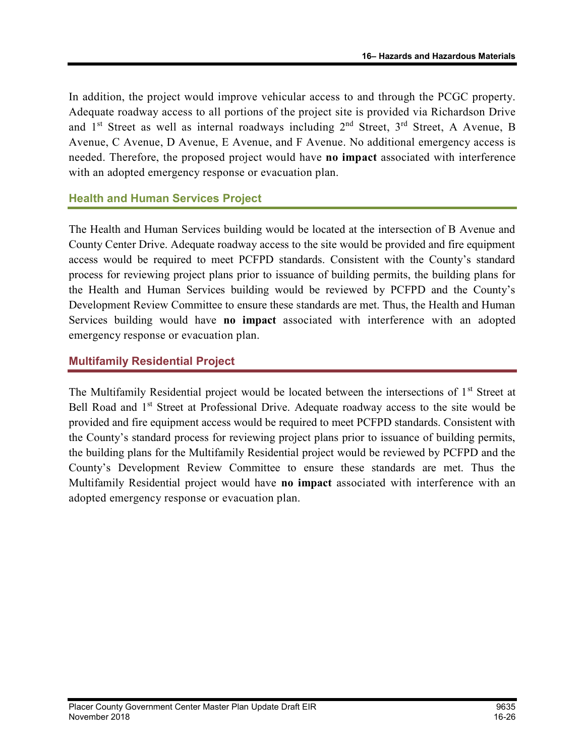In addition, the project would improve vehicular access to and through the PCGC property. Adequate roadway access to all portions of the project site is provided via Richardson Drive and 1st Street as well as internal roadways including 2nd Street, 3rd Street, A Avenue, B Avenue, C Avenue, D Avenue, E Avenue, and F Avenue. No additional emergency access is needed. Therefore, the proposed project would have **no impact** associated with interference with an adopted emergency response or evacuation plan.

### Health and Human Services Project

The Health and Human Services building would be located at the intersection of B Avenue and County Center Drive. Adequate roadway access to the site would be provided and fire equipment access would be required to meet PCFPD standards. Consistent with the County's standard process for reviewing project plans prior to issuance of building permits, the building plans for the Health and Human Services building would be reviewed by PCFPD and the County's Development Review Committee to ensure these standards are met. Thus, the Health and Human Services building would have **no impact** associated with interference with an adopted emergency response or evacuation plan.

### Multifamily Residential Project

The Multifamily Residential project would be located between the intersections of 1st Street at Bell Road and 1st Street at Professional Drive. Adequate roadway access to the site would be provided and fire equipment access would be required to meet PCFPD standards. Consistent with the County's standard process for reviewing project plans prior to issuance of building permits, the building plans for the Multifamily Residential project would be reviewed by PCFPD and the County's Development Review Committee to ensure these standards are met. Thus the Multifamily Residential project would have **no impact** associated with interference with an adopted emergency response or evacuation plan.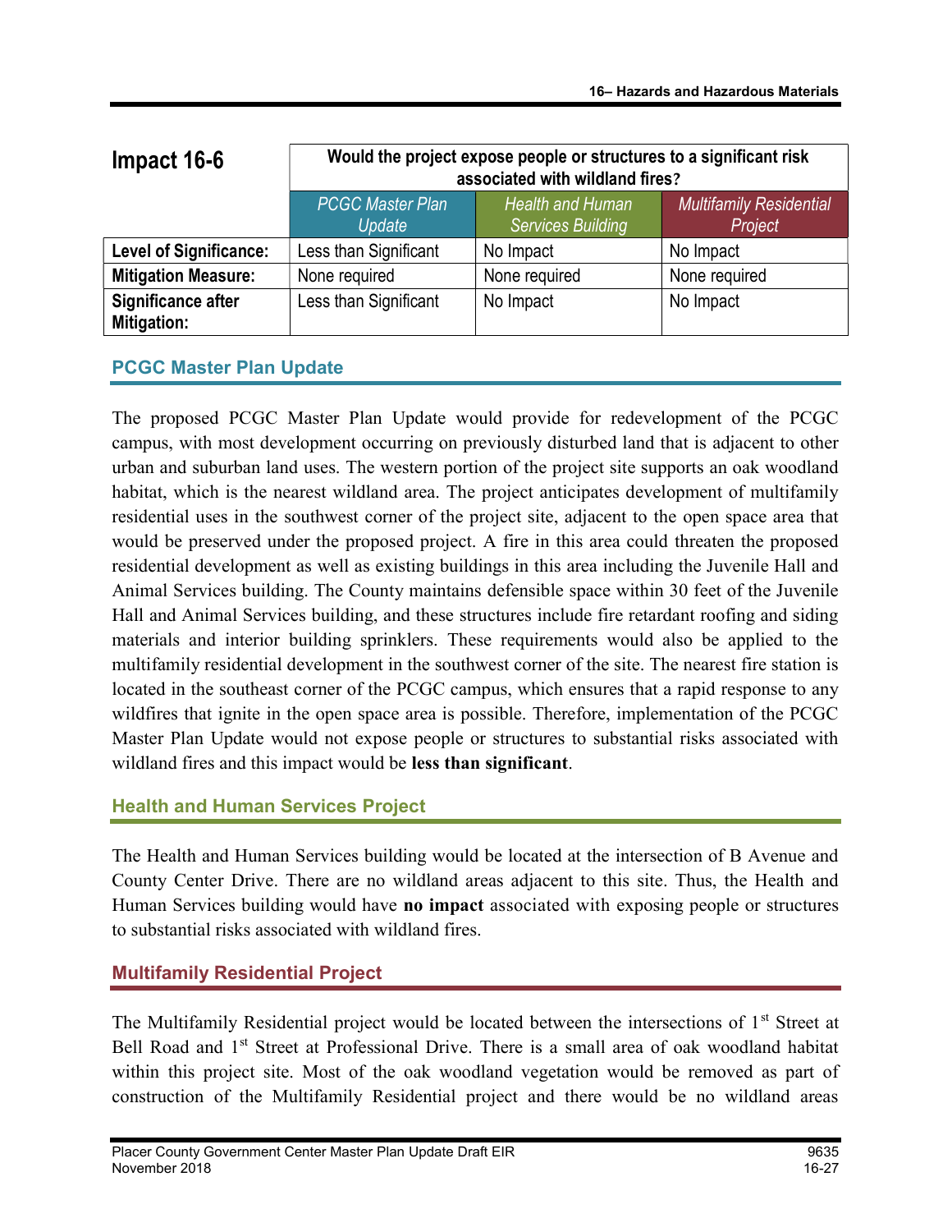| Impact 16-6 | Would the project expose people or structures to a significant risk associated with wildland fires? | | |
|---|---|---|---|
| | *PCGC Master Plan Update* | *Health and Human Services Building* | *Multifamily Residential Project* |
| **Level of Significance:** | Less than Significant | No Impact | No Impact |
| **Mitigation Measure:** | None required | None required | None required |
| **Significance after Mitigation:** | Less than Significant | No Impact | No Impact |

### PCGC Master Plan Update

The proposed PCGC Master Plan Update would provide for redevelopment of the PCGC campus, with most development occurring on previously disturbed land that is adjacent to other urban and suburban land uses. The western portion of the project site supports an oak woodland habitat, which is the nearest wildland area. The project anticipates development of multifamily residential uses in the southwest corner of the project site, adjacent to the open space area that would be preserved under the proposed project. A fire in this area could threaten the proposed residential development as well as existing buildings in this area including the Juvenile Hall and Animal Services building. The County maintains defensible space within 30 feet of the Juvenile Hall and Animal Services building, and these structures include fire retardant roofing and siding materials and interior building sprinklers. These requirements would also be applied to the multifamily residential development in the southwest corner of the site. The nearest fire station is located in the southeast corner of the PCGC campus, which ensures that a rapid response to any wildfires that ignite in the open space area is possible. Therefore, implementation of the PCGC Master Plan Update would not expose people or structures to substantial risks associated with wildland fires and this impact would be **less than significant**.

### Health and Human Services Project

The Health and Human Services building would be located at the intersection of B Avenue and County Center Drive. There are no wildland areas adjacent to this site. Thus, the Health and Human Services building would have **no impact** associated with exposing people or structures to substantial risks associated with wildland fires.

### Multifamily Residential Project

The Multifamily Residential project would be located between the intersections of 1st Street at Bell Road and 1st Street at Professional Drive. There is a small area of oak woodland habitat within this project site. Most of the oak woodland vegetation would be removed as part of construction of the Multifamily Residential project and there would be no wildland areas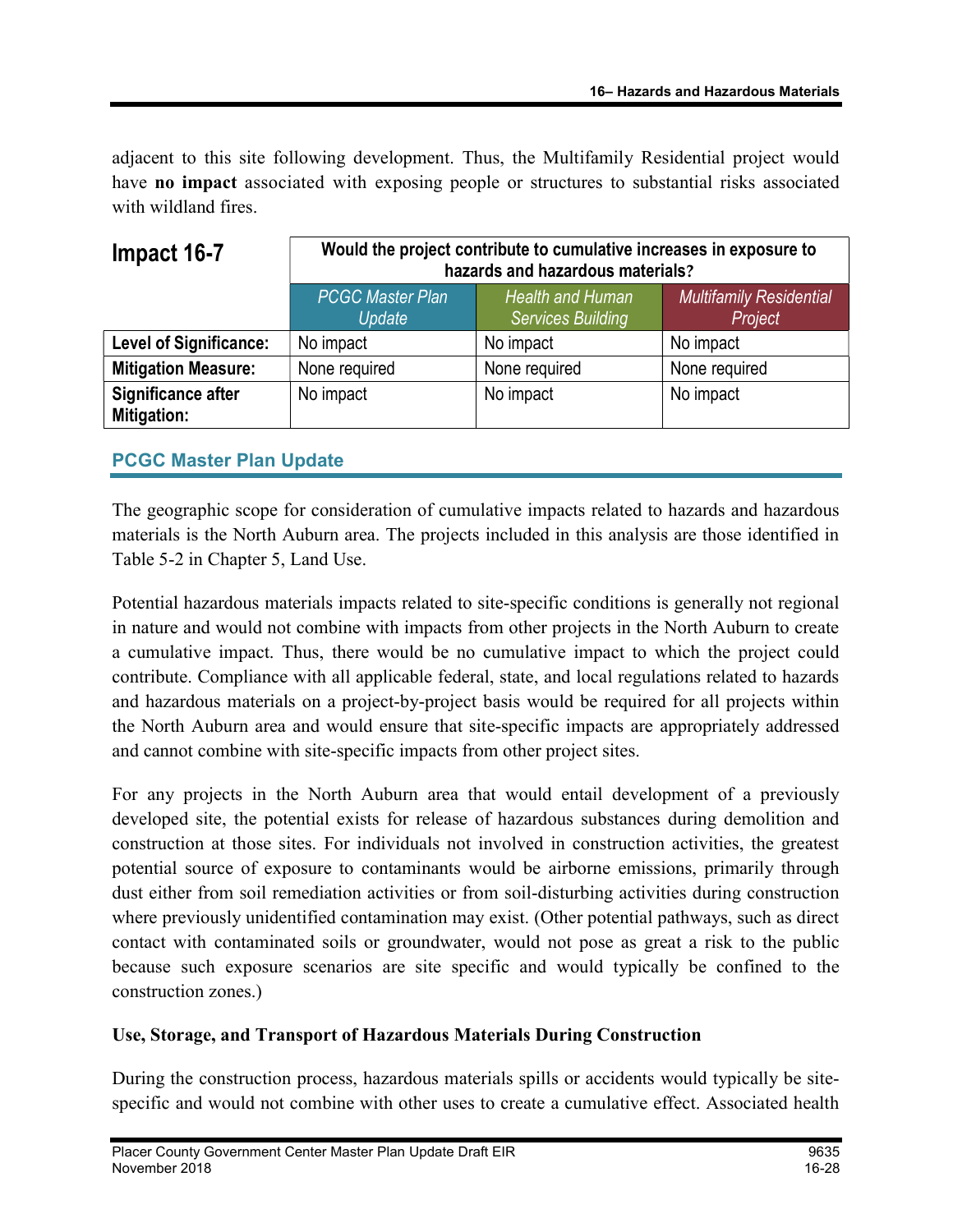adjacent to this site following development. Thus, the Multifamily Residential project would have **no impact** associated with exposing people or structures to substantial risks associated with wildland fires.

| Impact 16-7 | Would the project contribute to cumulative increases in exposure to hazards and hazardous materials? | | |
|---|---|---|---|
| | *PCGC Master Plan Update* | *Health and Human Services Building* | *Multifamily Residential Project* |
| **Level of Significance:** | No impact | No impact | No impact |
| **Mitigation Measure:** | None required | None required | None required |
| **Significance after Mitigation:** | No impact | No impact | No impact |

## PCGC Master Plan Update

The geographic scope for consideration of cumulative impacts related to hazards and hazardous materials is the North Auburn area. The projects included in this analysis are those identified in Table 5-2 in Chapter 5, Land Use.

Potential hazardous materials impacts related to site-specific conditions is generally not regional in nature and would not combine with impacts from other projects in the North Auburn to create a cumulative impact. Thus, there would be no cumulative impact to which the project could contribute. Compliance with all applicable federal, state, and local regulations related to hazards and hazardous materials on a project-by-project basis would be required for all projects within the North Auburn area and would ensure that site-specific impacts are appropriately addressed and cannot combine with site-specific impacts from other project sites.

For any projects in the North Auburn area that would entail development of a previously developed site, the potential exists for release of hazardous substances during demolition and construction at those sites. For individuals not involved in construction activities, the greatest potential source of exposure to contaminants would be airborne emissions, primarily through dust either from soil remediation activities or from soil-disturbing activities during construction where previously unidentified contamination may exist. (Other potential pathways, such as direct contact with contaminated soils or groundwater, would not pose as great a risk to the public because such exposure scenarios are site specific and would typically be confined to the construction zones.)

### Use, Storage, and Transport of Hazardous Materials During Construction

During the construction process, hazardous materials spills or accidents would typically be site-specific and would not combine with other uses to create a cumulative effect. Associated health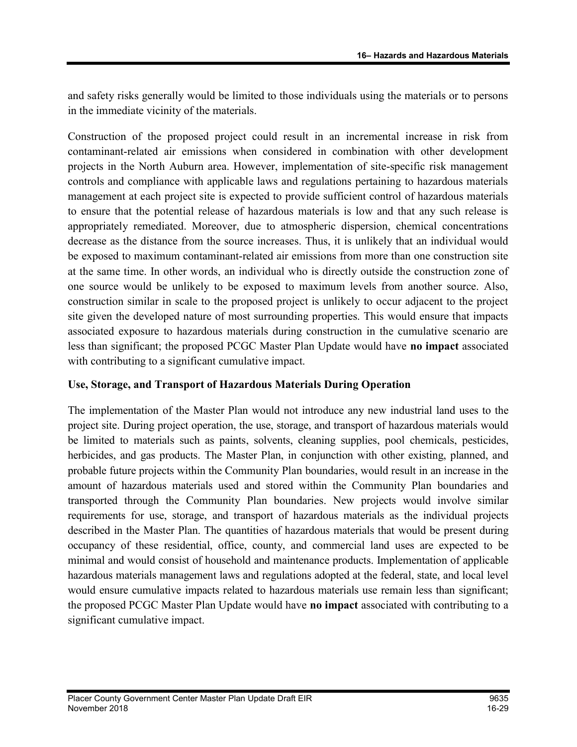and safety risks generally would be limited to those individuals using the materials or to persons in the immediate vicinity of the materials.

Construction of the proposed project could result in an incremental increase in risk from contaminant-related air emissions when considered in combination with other development projects in the North Auburn area. However, implementation of site-specific risk management controls and compliance with applicable laws and regulations pertaining to hazardous materials management at each project site is expected to provide sufficient control of hazardous materials to ensure that the potential release of hazardous materials is low and that any such release is appropriately remediated. Moreover, due to atmospheric dispersion, chemical concentrations decrease as the distance from the source increases. Thus, it is unlikely that an individual would be exposed to maximum contaminant-related air emissions from more than one construction site at the same time. In other words, an individual who is directly outside the construction zone of one source would be unlikely to be exposed to maximum levels from another source. Also, construction similar in scale to the proposed project is unlikely to occur adjacent to the project site given the developed nature of most surrounding properties. This would ensure that impacts associated exposure to hazardous materials during construction in the cumulative scenario are less than significant; the proposed PCGC Master Plan Update would have **no impact** associated with contributing to a significant cumulative impact.

**Use, Storage, and Transport of Hazardous Materials During Operation**

The implementation of the Master Plan would not introduce any new industrial land uses to the project site. During project operation, the use, storage, and transport of hazardous materials would be limited to materials such as paints, solvents, cleaning supplies, pool chemicals, pesticides, herbicides, and gas products. The Master Plan, in conjunction with other existing, planned, and probable future projects within the Community Plan boundaries, would result in an increase in the amount of hazardous materials used and stored within the Community Plan boundaries and transported through the Community Plan boundaries. New projects would involve similar requirements for use, storage, and transport of hazardous materials as the individual projects described in the Master Plan. The quantities of hazardous materials that would be present during occupancy of these residential, office, county, and commercial land uses are expected to be minimal and would consist of household and maintenance products. Implementation of applicable hazardous materials management laws and regulations adopted at the federal, state, and local level would ensure cumulative impacts related to hazardous materials use remain less than significant; the proposed PCGC Master Plan Update would have **no impact** associated with contributing to a significant cumulative impact.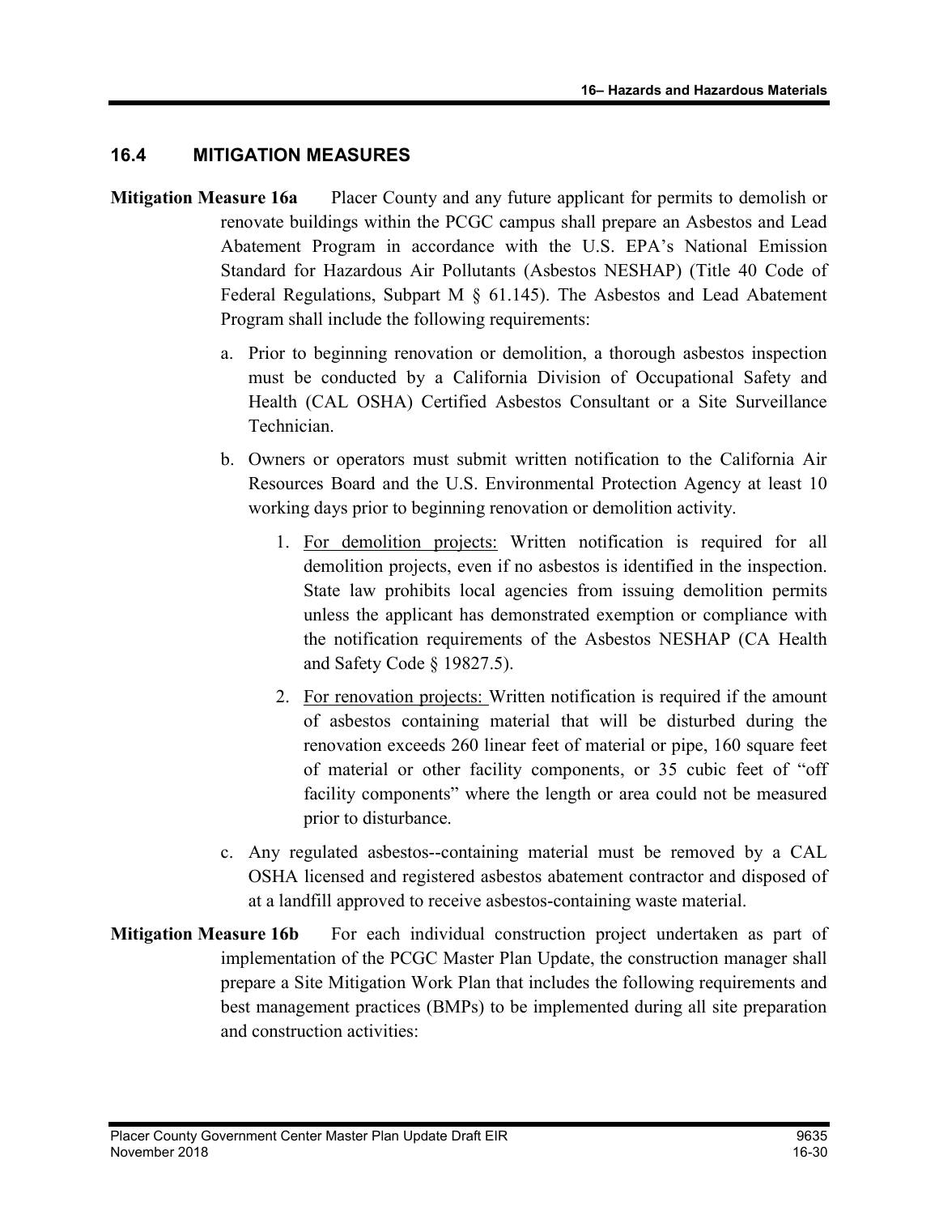## 16.4 MITIGATION MEASURES

**Mitigation Measure 16a** Placer County and any future applicant for permits to demolish or renovate buildings within the PCGC campus shall prepare an Asbestos and Lead Abatement Program in accordance with the U.S. EPA's National Emission Standard for Hazardous Air Pollutants (Asbestos NESHAP) (Title 40 Code of Federal Regulations, Subpart M § 61.145). The Asbestos and Lead Abatement Program shall include the following requirements:

a. Prior to beginning renovation or demolition, a thorough asbestos inspection must be conducted by a California Division of Occupational Safety and Health (CAL OSHA) Certified Asbestos Consultant or a Site Surveillance Technician.

b. Owners or operators must submit written notification to the California Air Resources Board and the U.S. Environmental Protection Agency at least 10 working days prior to beginning renovation or demolition activity.

   1. <u>For demolition projects:</u> Written notification is required for all demolition projects, even if no asbestos is identified in the inspection. State law prohibits local agencies from issuing demolition permits unless the applicant has demonstrated exemption or compliance with the notification requirements of the Asbestos NESHAP (CA Health and Safety Code § 19827.5).

   2. <u>For renovation projects:</u> Written notification is required if the amount of asbestos containing material that will be disturbed during the renovation exceeds 260 linear feet of material or pipe, 160 square feet of material or other facility components, or 35 cubic feet of "off facility components" where the length or area could not be measured prior to disturbance.

c. Any regulated asbestos--containing material must be removed by a CAL OSHA licensed and registered asbestos abatement contractor and disposed of at a landfill approved to receive asbestos-containing waste material.

**Mitigation Measure 16b** For each individual construction project undertaken as part of implementation of the PCGC Master Plan Update, the construction manager shall prepare a Site Mitigation Work Plan that includes the following requirements and best management practices (BMPs) to be implemented during all site preparation and construction activities: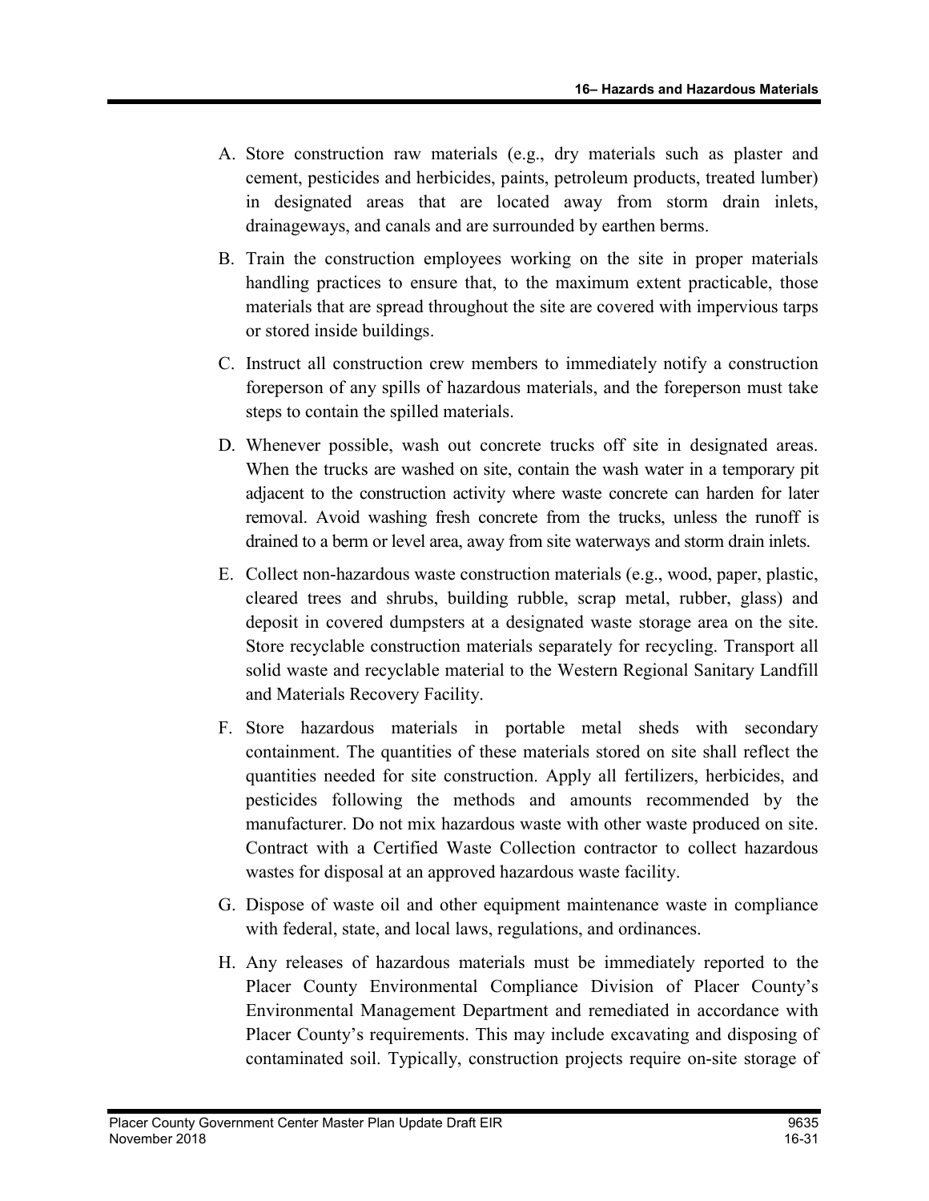A. Store construction raw materials (e.g., dry materials such as plaster and cement, pesticides and herbicides, paints, petroleum products, treated lumber) in designated areas that are located away from storm drain inlets, drainageways, and canals and are surrounded by earthen berms.

B. Train the construction employees working on the site in proper materials handling practices to ensure that, to the maximum extent practicable, those materials that are spread throughout the site are covered with impervious tarps or stored inside buildings.

C. Instruct all construction crew members to immediately notify a construction foreperson of any spills of hazardous materials, and the foreperson must take steps to contain the spilled materials.

D. Whenever possible, wash out concrete trucks off site in designated areas. When the trucks are washed on site, contain the wash water in a temporary pit adjacent to the construction activity where waste concrete can harden for later removal. Avoid washing fresh concrete from the trucks, unless the runoff is drained to a berm or level area, away from site waterways and storm drain inlets.

E. Collect non-hazardous waste construction materials (e.g., wood, paper, plastic, cleared trees and shrubs, building rubble, scrap metal, rubber, glass) and deposit in covered dumpsters at a designated waste storage area on the site. Store recyclable construction materials separately for recycling. Transport all solid waste and recyclable material to the Western Regional Sanitary Landfill and Materials Recovery Facility.

F. Store hazardous materials in portable metal sheds with secondary containment. The quantities of these materials stored on site shall reflect the quantities needed for site construction. Apply all fertilizers, herbicides, and pesticides following the methods and amounts recommended by the manufacturer. Do not mix hazardous waste with other waste produced on site. Contract with a Certified Waste Collection contractor to collect hazardous wastes for disposal at an approved hazardous waste facility.

G. Dispose of waste oil and other equipment maintenance waste in compliance with federal, state, and local laws, regulations, and ordinances.

H. Any releases of hazardous materials must be immediately reported to the Placer County Environmental Compliance Division of Placer County's Environmental Management Department and remediated in accordance with Placer County's requirements. This may include excavating and disposing of contaminated soil. Typically, construction projects require on-site storage of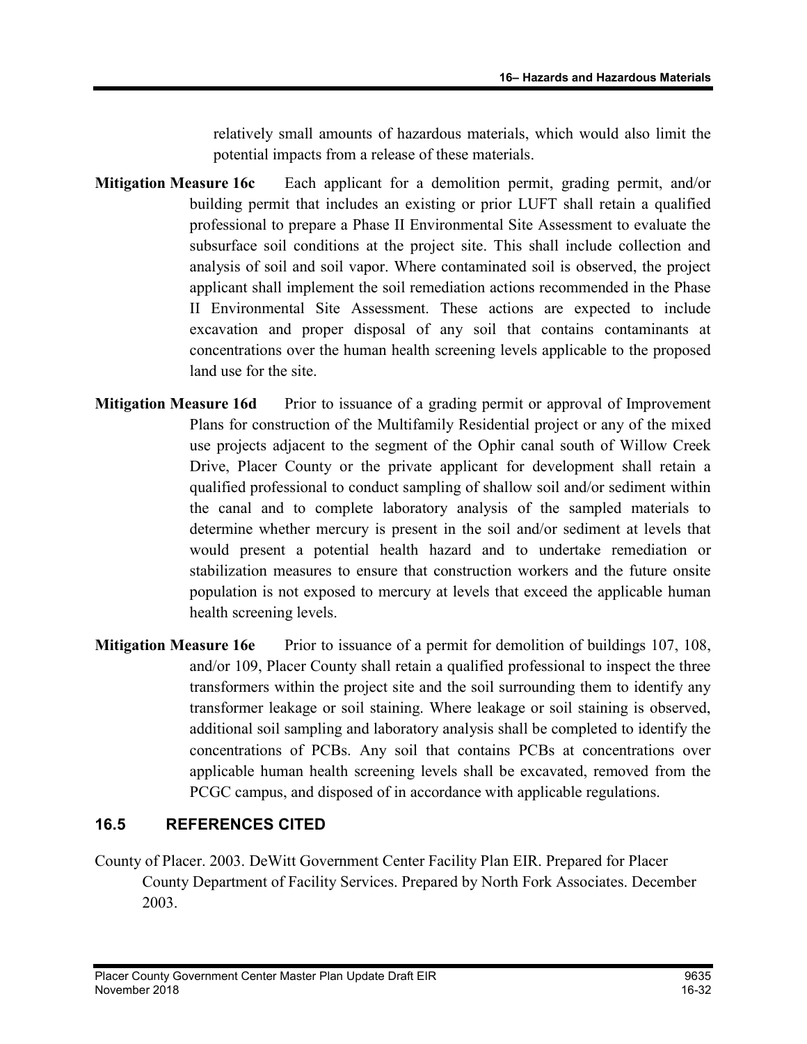relatively small amounts of hazardous materials, which would also limit the potential impacts from a release of these materials.

**Mitigation Measure 16c** Each applicant for a demolition permit, grading permit, and/or building permit that includes an existing or prior LUFT shall retain a qualified professional to prepare a Phase II Environmental Site Assessment to evaluate the subsurface soil conditions at the project site. This shall include collection and analysis of soil and soil vapor. Where contaminated soil is observed, the project applicant shall implement the soil remediation actions recommended in the Phase II Environmental Site Assessment. These actions are expected to include excavation and proper disposal of any soil that contains contaminants at concentrations over the human health screening levels applicable to the proposed land use for the site.

**Mitigation Measure 16d** Prior to issuance of a grading permit or approval of Improvement Plans for construction of the Multifamily Residential project or any of the mixed use projects adjacent to the segment of the Ophir canal south of Willow Creek Drive, Placer County or the private applicant for development shall retain a qualified professional to conduct sampling of shallow soil and/or sediment within the canal and to complete laboratory analysis of the sampled materials to determine whether mercury is present in the soil and/or sediment at levels that would present a potential health hazard and to undertake remediation or stabilization measures to ensure that construction workers and the future onsite population is not exposed to mercury at levels that exceed the applicable human health screening levels.

**Mitigation Measure 16e** Prior to issuance of a permit for demolition of buildings 107, 108, and/or 109, Placer County shall retain a qualified professional to inspect the three transformers within the project site and the soil surrounding them to identify any transformer leakage or soil staining. Where leakage or soil staining is observed, additional soil sampling and laboratory analysis shall be completed to identify the concentrations of PCBs. Any soil that contains PCBs at concentrations over applicable human health screening levels shall be excavated, removed from the PCGC campus, and disposed of in accordance with applicable regulations.

## 16.5 REFERENCES CITED

County of Placer. 2003. DeWitt Government Center Facility Plan EIR. Prepared for Placer County Department of Facility Services. Prepared by North Fork Associates. December 2003.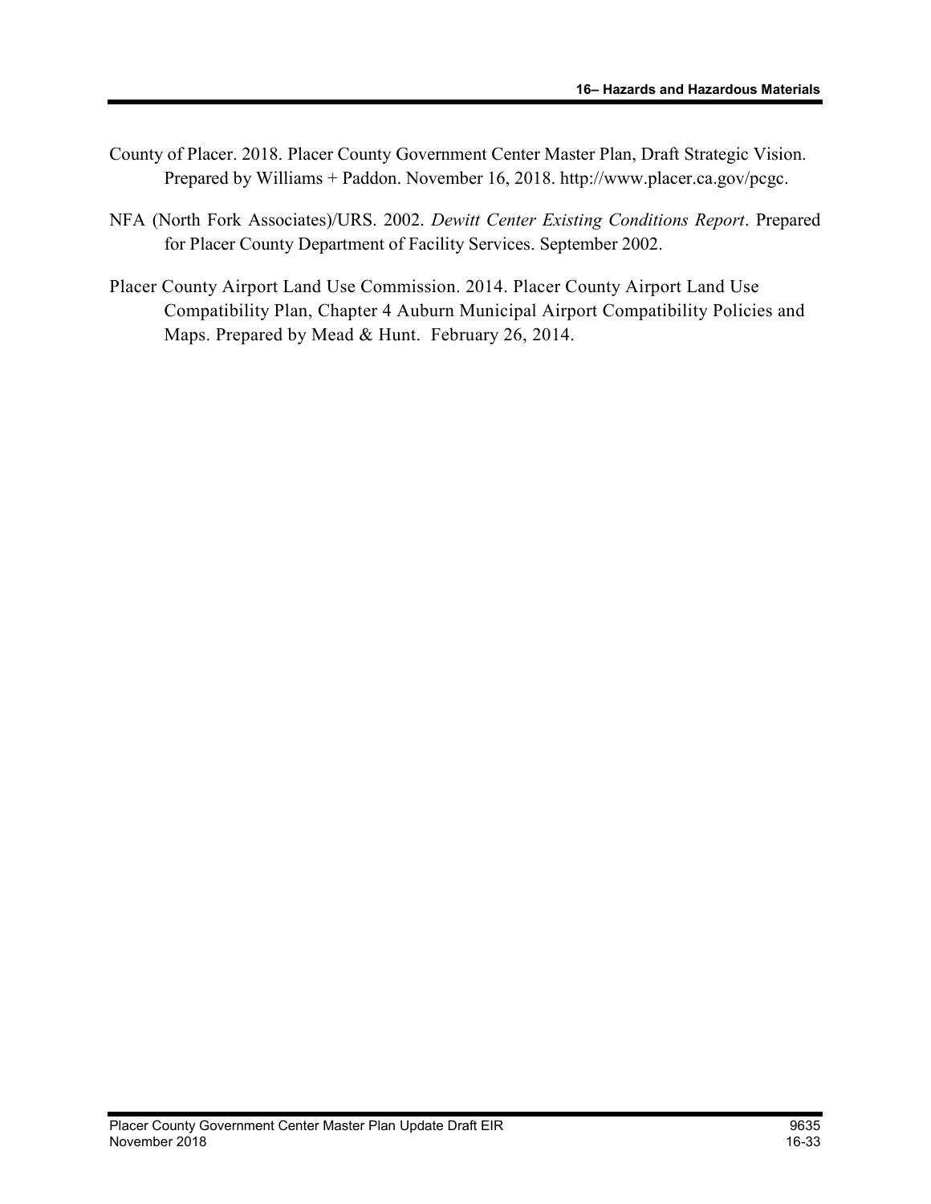County of Placer. 2018. Placer County Government Center Master Plan, Draft Strategic Vision. Prepared by Williams + Paddon. November 16, 2018. http://www.placer.ca.gov/pcgc.

NFA (North Fork Associates)/URS. 2002. *Dewitt Center Existing Conditions Report*. Prepared for Placer County Department of Facility Services. September 2002.

Placer County Airport Land Use Commission. 2014. Placer County Airport Land Use Compatibility Plan, Chapter 4 Auburn Municipal Airport Compatibility Policies and Maps. Prepared by Mead & Hunt. February 26, 2014.